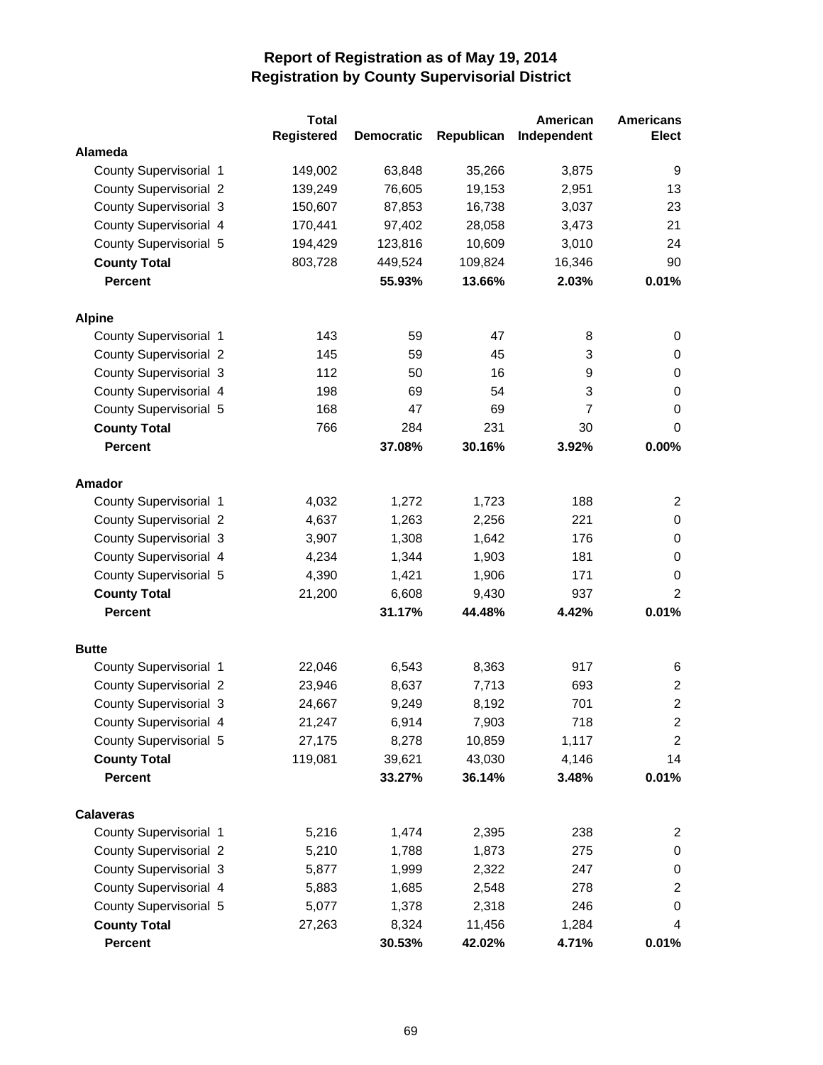# Report of Registration as of May 19, 2014
## Registration by County Supervisorial District

| | Total Registered | Democratic | Republican | American Independent | Americans Elect |
|---|---|---|---|---|---|
| **Alameda** | | | | | |
| County Supervisorial 1 | 149,002 | 63,848 | 35,266 | 3,875 | 9 |
| County Supervisorial 2 | 139,249 | 76,605 | 19,153 | 2,951 | 13 |
| County Supervisorial 3 | 150,607 | 87,853 | 16,738 | 3,037 | 23 |
| County Supervisorial 4 | 170,441 | 97,402 | 28,058 | 3,473 | 21 |
| County Supervisorial 5 | 194,429 | 123,816 | 10,609 | 3,010 | 24 |
| **County Total** | 803,728 | 449,524 | 109,824 | 16,346 | 90 |
| **Percent** | | **55.93%** | **13.66%** | **2.03%** | **0.01%** |
| **Alpine** | | | | | |
| County Supervisorial 1 | 143 | 59 | 47 | 8 | 0 |
| County Supervisorial 2 | 145 | 59 | 45 | 3 | 0 |
| County Supervisorial 3 | 112 | 50 | 16 | 9 | 0 |
| County Supervisorial 4 | 198 | 69 | 54 | 3 | 0 |
| County Supervisorial 5 | 168 | 47 | 69 | 7 | 0 |
| **County Total** | 766 | 284 | 231 | 30 | 0 |
| **Percent** | | **37.08%** | **30.16%** | **3.92%** | **0.00%** |
| **Amador** | | | | | |
| County Supervisorial 1 | 4,032 | 1,272 | 1,723 | 188 | 2 |
| County Supervisorial 2 | 4,637 | 1,263 | 2,256 | 221 | 0 |
| County Supervisorial 3 | 3,907 | 1,308 | 1,642 | 176 | 0 |
| County Supervisorial 4 | 4,234 | 1,344 | 1,903 | 181 | 0 |
| County Supervisorial 5 | 4,390 | 1,421 | 1,906 | 171 | 0 |
| **County Total** | 21,200 | 6,608 | 9,430 | 937 | 2 |
| **Percent** | | **31.17%** | **44.48%** | **4.42%** | **0.01%** |
| **Butte** | | | | | |
| County Supervisorial 1 | 22,046 | 6,543 | 8,363 | 917 | 6 |
| County Supervisorial 2 | 23,946 | 8,637 | 7,713 | 693 | 2 |
| County Supervisorial 3 | 24,667 | 9,249 | 8,192 | 701 | 2 |
| County Supervisorial 4 | 21,247 | 6,914 | 7,903 | 718 | 2 |
| County Supervisorial 5 | 27,175 | 8,278 | 10,859 | 1,117 | 2 |
| **County Total** | 119,081 | 39,621 | 43,030 | 4,146 | 14 |
| **Percent** | | **33.27%** | **36.14%** | **3.48%** | **0.01%** |
| **Calaveras** | | | | | |
| County Supervisorial 1 | 5,216 | 1,474 | 2,395 | 238 | 2 |
| County Supervisorial 2 | 5,210 | 1,788 | 1,873 | 275 | 0 |
| County Supervisorial 3 | 5,877 | 1,999 | 2,322 | 247 | 0 |
| County Supervisorial 4 | 5,883 | 1,685 | 2,548 | 278 | 2 |
| County Supervisorial 5 | 5,077 | 1,378 | 2,318 | 246 | 0 |
| **County Total** | 27,263 | 8,324 | 11,456 | 1,284 | 4 |
| **Percent** | | **30.53%** | **42.02%** | **4.71%** | **0.01%** |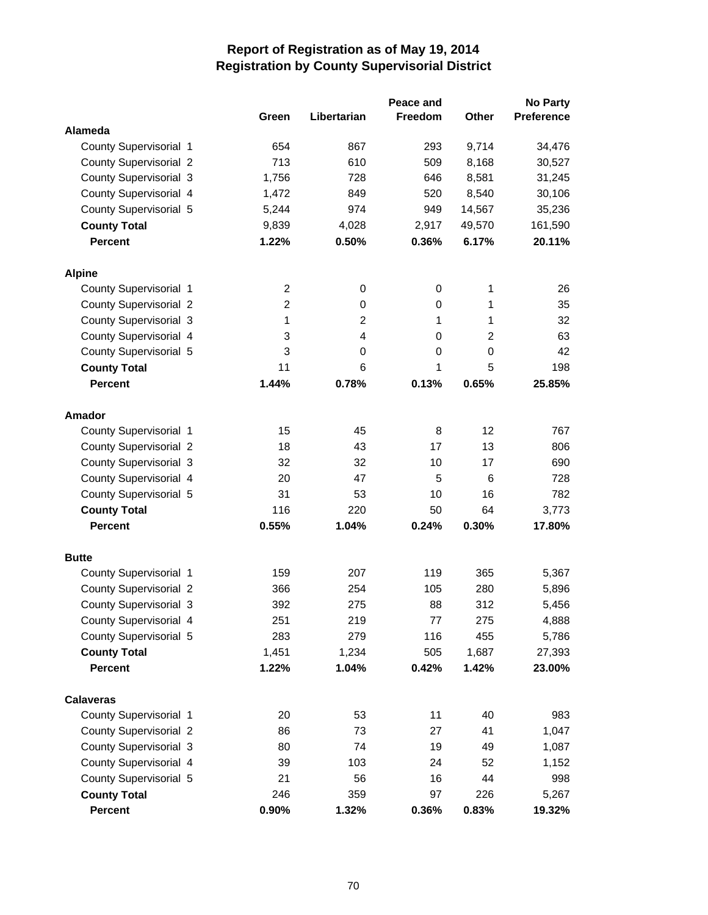# Report of Registration as of May 19, 2014
## Registration by County Supervisorial District

| | Green | Libertarian | Peace and Freedom | Other | No Party Preference |
|---|---|---|---|---|---|
| **Alameda** | | | | | |
| County Supervisorial 1 | 654 | 867 | 293 | 9,714 | 34,476 |
| County Supervisorial 2 | 713 | 610 | 509 | 8,168 | 30,527 |
| County Supervisorial 3 | 1,756 | 728 | 646 | 8,581 | 31,245 |
| County Supervisorial 4 | 1,472 | 849 | 520 | 8,540 | 30,106 |
| County Supervisorial 5 | 5,244 | 974 | 949 | 14,567 | 35,236 |
| **County Total** | 9,839 | 4,028 | 2,917 | 49,570 | 161,590 |
| **Percent** | **1.22%** | **0.50%** | **0.36%** | **6.17%** | **20.11%** |
| **Alpine** | | | | | |
| County Supervisorial 1 | 2 | 0 | 0 | 1 | 26 |
| County Supervisorial 2 | 2 | 0 | 0 | 1 | 35 |
| County Supervisorial 3 | 1 | 2 | 1 | 1 | 32 |
| County Supervisorial 4 | 3 | 4 | 0 | 2 | 63 |
| County Supervisorial 5 | 3 | 0 | 0 | 0 | 42 |
| **County Total** | 11 | 6 | 1 | 5 | 198 |
| **Percent** | **1.44%** | **0.78%** | **0.13%** | **0.65%** | **25.85%** |
| **Amador** | | | | | |
| County Supervisorial 1 | 15 | 45 | 8 | 12 | 767 |
| County Supervisorial 2 | 18 | 43 | 17 | 13 | 806 |
| County Supervisorial 3 | 32 | 32 | 10 | 17 | 690 |
| County Supervisorial 4 | 20 | 47 | 5 | 6 | 728 |
| County Supervisorial 5 | 31 | 53 | 10 | 16 | 782 |
| **County Total** | 116 | 220 | 50 | 64 | 3,773 |
| **Percent** | **0.55%** | **1.04%** | **0.24%** | **0.30%** | **17.80%** |
| **Butte** | | | | | |
| County Supervisorial 1 | 159 | 207 | 119 | 365 | 5,367 |
| County Supervisorial 2 | 366 | 254 | 105 | 280 | 5,896 |
| County Supervisorial 3 | 392 | 275 | 88 | 312 | 5,456 |
| County Supervisorial 4 | 251 | 219 | 77 | 275 | 4,888 |
| County Supervisorial 5 | 283 | 279 | 116 | 455 | 5,786 |
| **County Total** | 1,451 | 1,234 | 505 | 1,687 | 27,393 |
| **Percent** | **1.22%** | **1.04%** | **0.42%** | **1.42%** | **23.00%** |
| **Calaveras** | | | | | |
| County Supervisorial 1 | 20 | 53 | 11 | 40 | 983 |
| County Supervisorial 2 | 86 | 73 | 27 | 41 | 1,047 |
| County Supervisorial 3 | 80 | 74 | 19 | 49 | 1,087 |
| County Supervisorial 4 | 39 | 103 | 24 | 52 | 1,152 |
| County Supervisorial 5 | 21 | 56 | 16 | 44 | 998 |
| **County Total** | 246 | 359 | 97 | 226 | 5,267 |
| **Percent** | **0.90%** | **1.32%** | **0.36%** | **0.83%** | **19.32%** |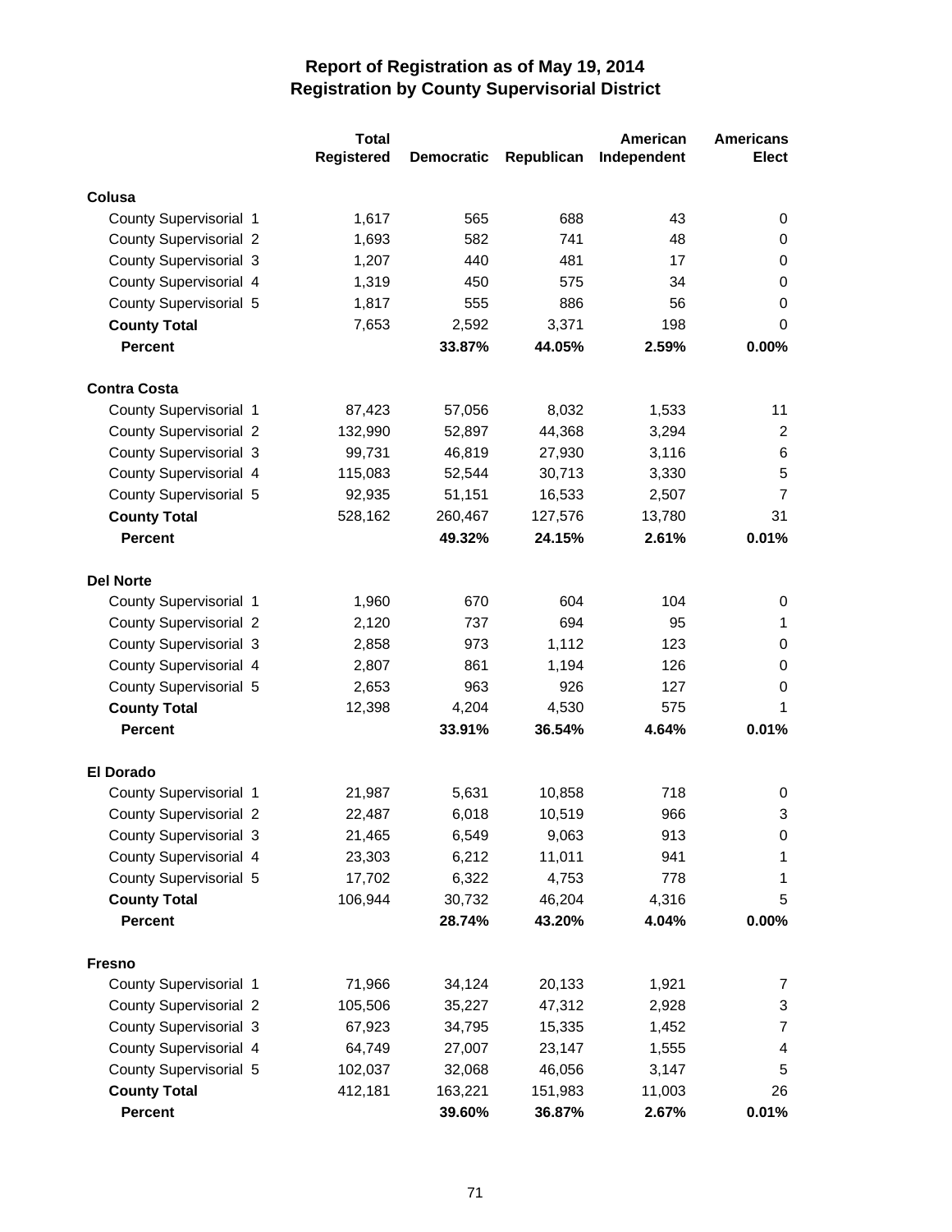# Report of Registration as of May 19, 2014
## Registration by County Supervisorial District

| | Total Registered | Democratic | Republican | American Independent | Americans Elect |
|---|---|---|---|---|---|
| **Colusa** | | | | | |
| County Supervisorial 1 | 1,617 | 565 | 688 | 43 | 0 |
| County Supervisorial 2 | 1,693 | 582 | 741 | 48 | 0 |
| County Supervisorial 3 | 1,207 | 440 | 481 | 17 | 0 |
| County Supervisorial 4 | 1,319 | 450 | 575 | 34 | 0 |
| County Supervisorial 5 | 1,817 | 555 | 886 | 56 | 0 |
| **County Total** | 7,653 | 2,592 | 3,371 | 198 | 0 |
| **Percent** | | **33.87%** | **44.05%** | **2.59%** | **0.00%** |
| **Contra Costa** | | | | | |
| County Supervisorial 1 | 87,423 | 57,056 | 8,032 | 1,533 | 11 |
| County Supervisorial 2 | 132,990 | 52,897 | 44,368 | 3,294 | 2 |
| County Supervisorial 3 | 99,731 | 46,819 | 27,930 | 3,116 | 6 |
| County Supervisorial 4 | 115,083 | 52,544 | 30,713 | 3,330 | 5 |
| County Supervisorial 5 | 92,935 | 51,151 | 16,533 | 2,507 | 7 |
| **County Total** | 528,162 | 260,467 | 127,576 | 13,780 | 31 |
| **Percent** | | **49.32%** | **24.15%** | **2.61%** | **0.01%** |
| **Del Norte** | | | | | |
| County Supervisorial 1 | 1,960 | 670 | 604 | 104 | 0 |
| County Supervisorial 2 | 2,120 | 737 | 694 | 95 | 1 |
| County Supervisorial 3 | 2,858 | 973 | 1,112 | 123 | 0 |
| County Supervisorial 4 | 2,807 | 861 | 1,194 | 126 | 0 |
| County Supervisorial 5 | 2,653 | 963 | 926 | 127 | 0 |
| **County Total** | 12,398 | 4,204 | 4,530 | 575 | 1 |
| **Percent** | | **33.91%** | **36.54%** | **4.64%** | **0.01%** |
| **El Dorado** | | | | | |
| County Supervisorial 1 | 21,987 | 5,631 | 10,858 | 718 | 0 |
| County Supervisorial 2 | 22,487 | 6,018 | 10,519 | 966 | 3 |
| County Supervisorial 3 | 21,465 | 6,549 | 9,063 | 913 | 0 |
| County Supervisorial 4 | 23,303 | 6,212 | 11,011 | 941 | 1 |
| County Supervisorial 5 | 17,702 | 6,322 | 4,753 | 778 | 1 |
| **County Total** | 106,944 | 30,732 | 46,204 | 4,316 | 5 |
| **Percent** | | **28.74%** | **43.20%** | **4.04%** | **0.00%** |
| **Fresno** | | | | | |
| County Supervisorial 1 | 71,966 | 34,124 | 20,133 | 1,921 | 7 |
| County Supervisorial 2 | 105,506 | 35,227 | 47,312 | 2,928 | 3 |
| County Supervisorial 3 | 67,923 | 34,795 | 15,335 | 1,452 | 7 |
| County Supervisorial 4 | 64,749 | 27,007 | 23,147 | 1,555 | 4 |
| County Supervisorial 5 | 102,037 | 32,068 | 46,056 | 3,147 | 5 |
| **County Total** | 412,181 | 163,221 | 151,983 | 11,003 | 26 |
| **Percent** | | **39.60%** | **36.87%** | **2.67%** | **0.01%** |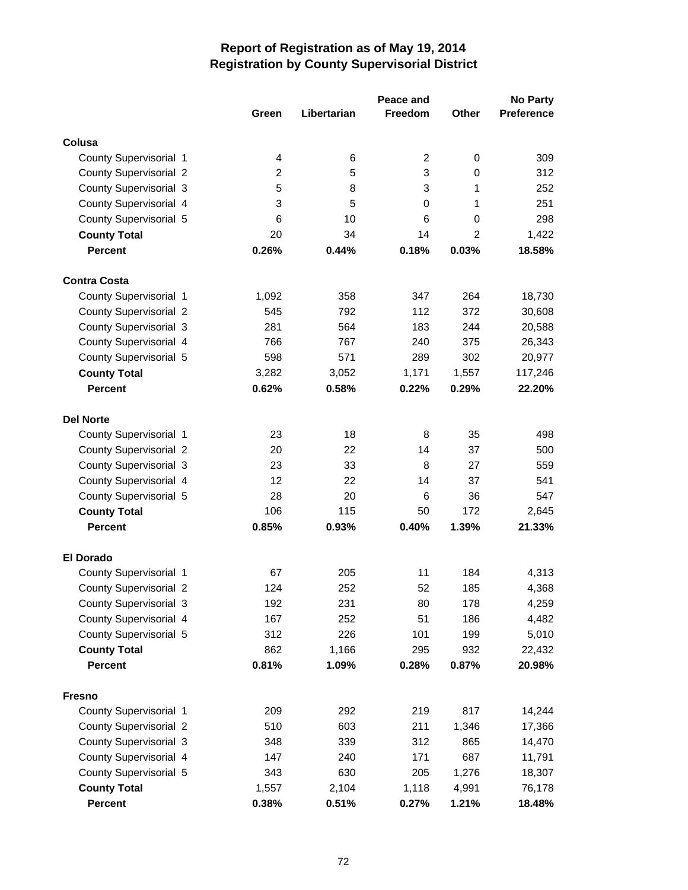# Report of Registration as of May 19, 2014
## Registration by County Supervisorial District

| | Green | Libertarian | Peace and Freedom | Other | No Party Preference |
|---|---|---|---|---|---|
| **Colusa** | | | | | |
| County Supervisorial 1 | 4 | 6 | 2 | 0 | 309 |
| County Supervisorial 2 | 2 | 5 | 3 | 0 | 312 |
| County Supervisorial 3 | 5 | 8 | 3 | 1 | 252 |
| County Supervisorial 4 | 3 | 5 | 0 | 1 | 251 |
| County Supervisorial 5 | 6 | 10 | 6 | 0 | 298 |
| **County Total** | 20 | 34 | 14 | 2 | 1,422 |
| **Percent** | **0.26%** | **0.44%** | **0.18%** | **0.03%** | **18.58%** |
| **Contra Costa** | | | | | |
| County Supervisorial 1 | 1,092 | 358 | 347 | 264 | 18,730 |
| County Supervisorial 2 | 545 | 792 | 112 | 372 | 30,608 |
| County Supervisorial 3 | 281 | 564 | 183 | 244 | 20,588 |
| County Supervisorial 4 | 766 | 767 | 240 | 375 | 26,343 |
| County Supervisorial 5 | 598 | 571 | 289 | 302 | 20,977 |
| **County Total** | 3,282 | 3,052 | 1,171 | 1,557 | 117,246 |
| **Percent** | **0.62%** | **0.58%** | **0.22%** | **0.29%** | **22.20%** |
| **Del Norte** | | | | | |
| County Supervisorial 1 | 23 | 18 | 8 | 35 | 498 |
| County Supervisorial 2 | 20 | 22 | 14 | 37 | 500 |
| County Supervisorial 3 | 23 | 33 | 8 | 27 | 559 |
| County Supervisorial 4 | 12 | 22 | 14 | 37 | 541 |
| County Supervisorial 5 | 28 | 20 | 6 | 36 | 547 |
| **County Total** | 106 | 115 | 50 | 172 | 2,645 |
| **Percent** | **0.85%** | **0.93%** | **0.40%** | **1.39%** | **21.33%** |
| **El Dorado** | | | | | |
| County Supervisorial 1 | 67 | 205 | 11 | 184 | 4,313 |
| County Supervisorial 2 | 124 | 252 | 52 | 185 | 4,368 |
| County Supervisorial 3 | 192 | 231 | 80 | 178 | 4,259 |
| County Supervisorial 4 | 167 | 252 | 51 | 186 | 4,482 |
| County Supervisorial 5 | 312 | 226 | 101 | 199 | 5,010 |
| **County Total** | 862 | 1,166 | 295 | 932 | 22,432 |
| **Percent** | **0.81%** | **1.09%** | **0.28%** | **0.87%** | **20.98%** |
| **Fresno** | | | | | |
| County Supervisorial 1 | 209 | 292 | 219 | 817 | 14,244 |
| County Supervisorial 2 | 510 | 603 | 211 | 1,346 | 17,366 |
| County Supervisorial 3 | 348 | 339 | 312 | 865 | 14,470 |
| County Supervisorial 4 | 147 | 240 | 171 | 687 | 11,791 |
| County Supervisorial 5 | 343 | 630 | 205 | 1,276 | 18,307 |
| **County Total** | 1,557 | 2,104 | 1,118 | 4,991 | 76,178 |
| **Percent** | **0.38%** | **0.51%** | **0.27%** | **1.21%** | **18.48%** |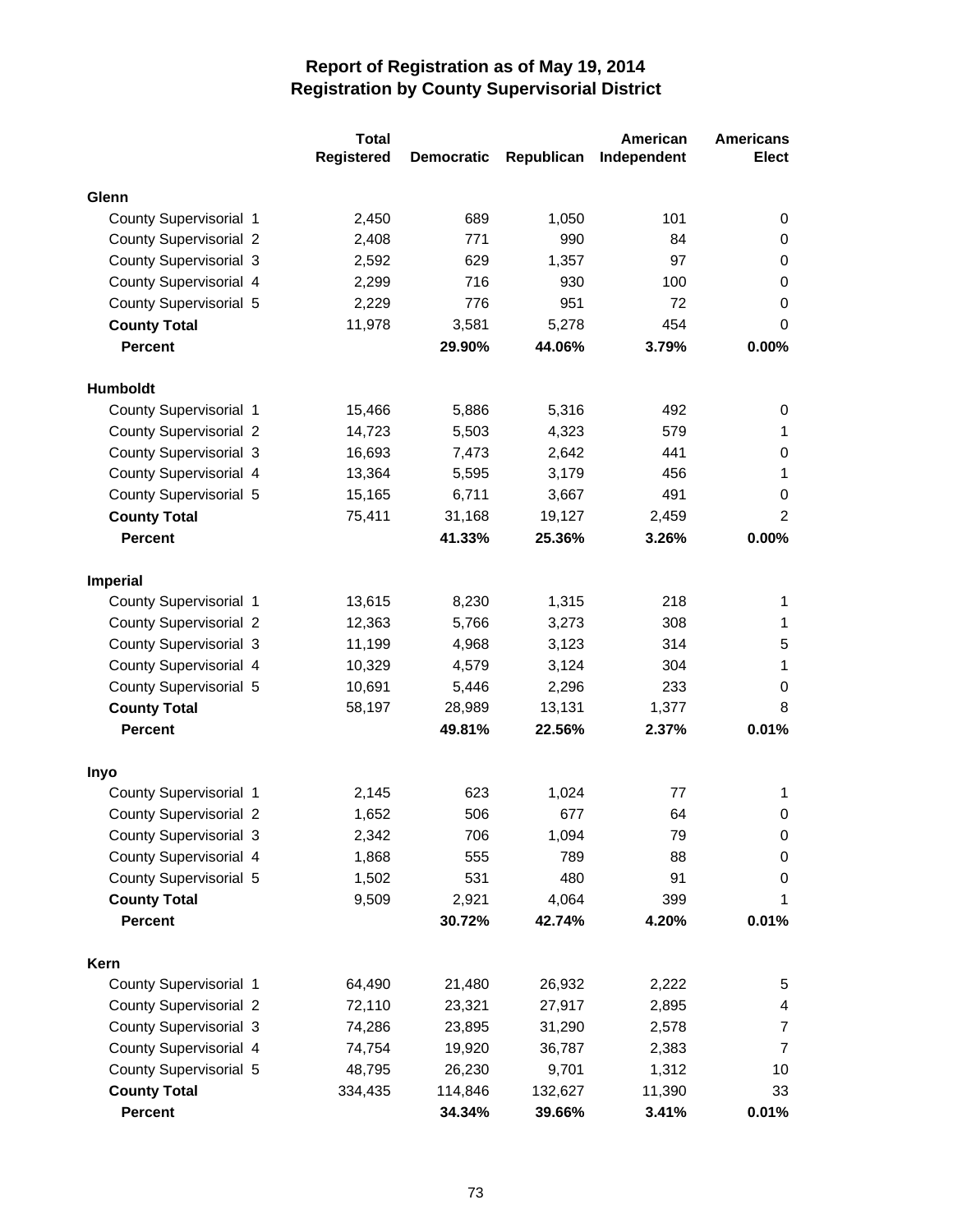# Report of Registration as of May 19, 2014
## Registration by County Supervisorial District

| | Total Registered | Democratic | Republican | American Independent | Americans Elect |
|---|---|---|---|---|---|
| **Glenn** | | | | | |
| County Supervisorial 1 | 2,450 | 689 | 1,050 | 101 | 0 |
| County Supervisorial 2 | 2,408 | 771 | 990 | 84 | 0 |
| County Supervisorial 3 | 2,592 | 629 | 1,357 | 97 | 0 |
| County Supervisorial 4 | 2,299 | 716 | 930 | 100 | 0 |
| County Supervisorial 5 | 2,229 | 776 | 951 | 72 | 0 |
| **County Total** | 11,978 | 3,581 | 5,278 | 454 | 0 |
| **Percent** | | **29.90%** | **44.06%** | **3.79%** | **0.00%** |
| **Humboldt** | | | | | |
| County Supervisorial 1 | 15,466 | 5,886 | 5,316 | 492 | 0 |
| County Supervisorial 2 | 14,723 | 5,503 | 4,323 | 579 | 1 |
| County Supervisorial 3 | 16,693 | 7,473 | 2,642 | 441 | 0 |
| County Supervisorial 4 | 13,364 | 5,595 | 3,179 | 456 | 1 |
| County Supervisorial 5 | 15,165 | 6,711 | 3,667 | 491 | 0 |
| **County Total** | 75,411 | 31,168 | 19,127 | 2,459 | 2 |
| **Percent** | | **41.33%** | **25.36%** | **3.26%** | **0.00%** |
| **Imperial** | | | | | |
| County Supervisorial 1 | 13,615 | 8,230 | 1,315 | 218 | 1 |
| County Supervisorial 2 | 12,363 | 5,766 | 3,273 | 308 | 1 |
| County Supervisorial 3 | 11,199 | 4,968 | 3,123 | 314 | 5 |
| County Supervisorial 4 | 10,329 | 4,579 | 3,124 | 304 | 1 |
| County Supervisorial 5 | 10,691 | 5,446 | 2,296 | 233 | 0 |
| **County Total** | 58,197 | 28,989 | 13,131 | 1,377 | 8 |
| **Percent** | | **49.81%** | **22.56%** | **2.37%** | **0.01%** |
| **Inyo** | | | | | |
| County Supervisorial 1 | 2,145 | 623 | 1,024 | 77 | 1 |
| County Supervisorial 2 | 1,652 | 506 | 677 | 64 | 0 |
| County Supervisorial 3 | 2,342 | 706 | 1,094 | 79 | 0 |
| County Supervisorial 4 | 1,868 | 555 | 789 | 88 | 0 |
| County Supervisorial 5 | 1,502 | 531 | 480 | 91 | 0 |
| **County Total** | 9,509 | 2,921 | 4,064 | 399 | 1 |
| **Percent** | | **30.72%** | **42.74%** | **4.20%** | **0.01%** |
| **Kern** | | | | | |
| County Supervisorial 1 | 64,490 | 21,480 | 26,932 | 2,222 | 5 |
| County Supervisorial 2 | 72,110 | 23,321 | 27,917 | 2,895 | 4 |
| County Supervisorial 3 | 74,286 | 23,895 | 31,290 | 2,578 | 7 |
| County Supervisorial 4 | 74,754 | 19,920 | 36,787 | 2,383 | 7 |
| County Supervisorial 5 | 48,795 | 26,230 | 9,701 | 1,312 | 10 |
| **County Total** | 334,435 | 114,846 | 132,627 | 11,390 | 33 |
| **Percent** | | **34.34%** | **39.66%** | **3.41%** | **0.01%** |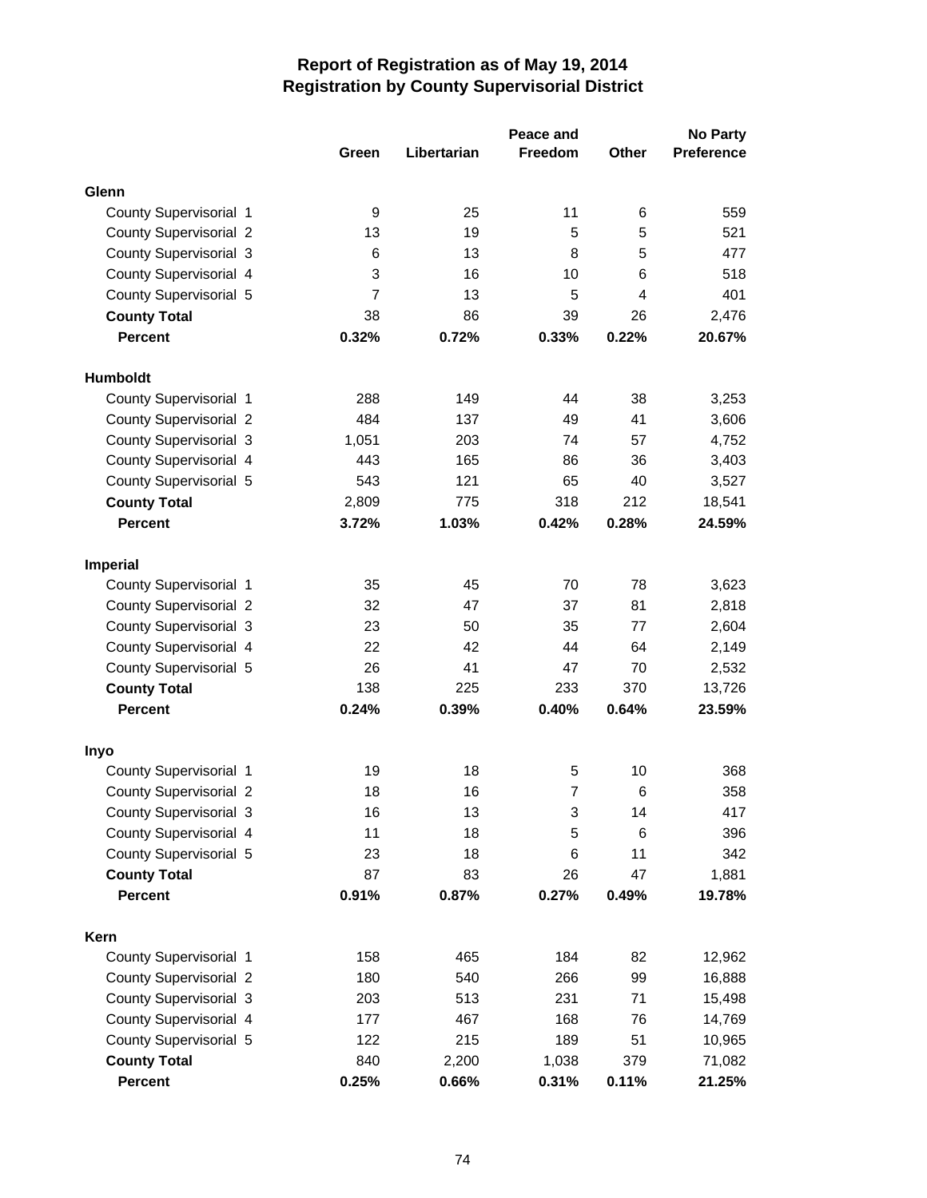# Report of Registration as of May 19, 2014
## Registration by County Supervisorial District

| | Green | Libertarian | Peace and Freedom | Other | No Party Preference |
|---|---|---|---|---|---|
| **Glenn** | | | | | |
| County Supervisorial 1 | 9 | 25 | 11 | 6 | 559 |
| County Supervisorial 2 | 13 | 19 | 5 | 5 | 521 |
| County Supervisorial 3 | 6 | 13 | 8 | 5 | 477 |
| County Supervisorial 4 | 3 | 16 | 10 | 6 | 518 |
| County Supervisorial 5 | 7 | 13 | 5 | 4 | 401 |
| **County Total** | 38 | 86 | 39 | 26 | 2,476 |
| **Percent** | **0.32%** | **0.72%** | **0.33%** | **0.22%** | **20.67%** |
| **Humboldt** | | | | | |
| County Supervisorial 1 | 288 | 149 | 44 | 38 | 3,253 |
| County Supervisorial 2 | 484 | 137 | 49 | 41 | 3,606 |
| County Supervisorial 3 | 1,051 | 203 | 74 | 57 | 4,752 |
| County Supervisorial 4 | 443 | 165 | 86 | 36 | 3,403 |
| County Supervisorial 5 | 543 | 121 | 65 | 40 | 3,527 |
| **County Total** | 2,809 | 775 | 318 | 212 | 18,541 |
| **Percent** | **3.72%** | **1.03%** | **0.42%** | **0.28%** | **24.59%** |
| **Imperial** | | | | | |
| County Supervisorial 1 | 35 | 45 | 70 | 78 | 3,623 |
| County Supervisorial 2 | 32 | 47 | 37 | 81 | 2,818 |
| County Supervisorial 3 | 23 | 50 | 35 | 77 | 2,604 |
| County Supervisorial 4 | 22 | 42 | 44 | 64 | 2,149 |
| County Supervisorial 5 | 26 | 41 | 47 | 70 | 2,532 |
| **County Total** | 138 | 225 | 233 | 370 | 13,726 |
| **Percent** | **0.24%** | **0.39%** | **0.40%** | **0.64%** | **23.59%** |
| **Inyo** | | | | | |
| County Supervisorial 1 | 19 | 18 | 5 | 10 | 368 |
| County Supervisorial 2 | 18 | 16 | 7 | 6 | 358 |
| County Supervisorial 3 | 16 | 13 | 3 | 14 | 417 |
| County Supervisorial 4 | 11 | 18 | 5 | 6 | 396 |
| County Supervisorial 5 | 23 | 18 | 6 | 11 | 342 |
| **County Total** | 87 | 83 | 26 | 47 | 1,881 |
| **Percent** | **0.91%** | **0.87%** | **0.27%** | **0.49%** | **19.78%** |
| **Kern** | | | | | |
| County Supervisorial 1 | 158 | 465 | 184 | 82 | 12,962 |
| County Supervisorial 2 | 180 | 540 | 266 | 99 | 16,888 |
| County Supervisorial 3 | 203 | 513 | 231 | 71 | 15,498 |
| County Supervisorial 4 | 177 | 467 | 168 | 76 | 14,769 |
| County Supervisorial 5 | 122 | 215 | 189 | 51 | 10,965 |
| **County Total** | 840 | 2,200 | 1,038 | 379 | 71,082 |
| **Percent** | **0.25%** | **0.66%** | **0.31%** | **0.11%** | **21.25%** |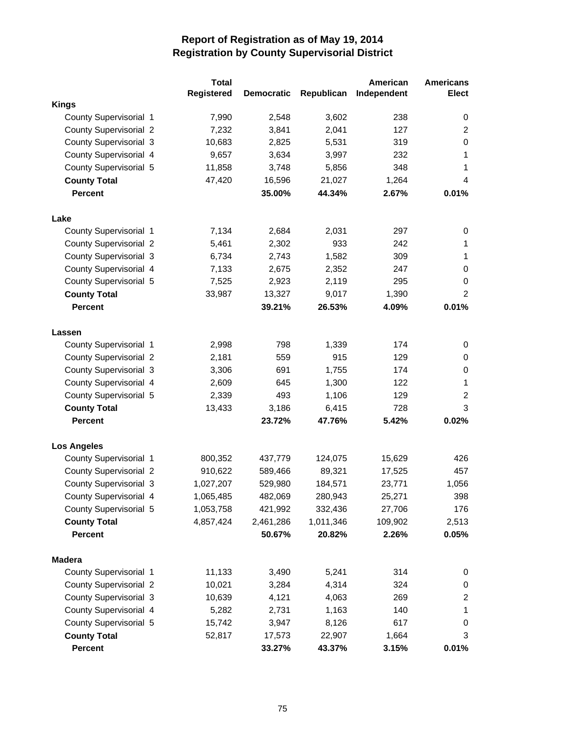# Report of Registration as of May 19, 2014
## Registration by County Supervisorial District

| | Total Registered | Democratic | Republican | American Independent | Americans Elect |
|---|---|---|---|---|---|
| **Kings** | | | | | |
| County Supervisorial 1 | 7,990 | 2,548 | 3,602 | 238 | 0 |
| County Supervisorial 2 | 7,232 | 3,841 | 2,041 | 127 | 2 |
| County Supervisorial 3 | 10,683 | 2,825 | 5,531 | 319 | 0 |
| County Supervisorial 4 | 9,657 | 3,634 | 3,997 | 232 | 1 |
| County Supervisorial 5 | 11,858 | 3,748 | 5,856 | 348 | 1 |
| **County Total** | 47,420 | 16,596 | 21,027 | 1,264 | 4 |
| **Percent** | | **35.00%** | **44.34%** | **2.67%** | **0.01%** |
| **Lake** | | | | | |
| County Supervisorial 1 | 7,134 | 2,684 | 2,031 | 297 | 0 |
| County Supervisorial 2 | 5,461 | 2,302 | 933 | 242 | 1 |
| County Supervisorial 3 | 6,734 | 2,743 | 1,582 | 309 | 1 |
| County Supervisorial 4 | 7,133 | 2,675 | 2,352 | 247 | 0 |
| County Supervisorial 5 | 7,525 | 2,923 | 2,119 | 295 | 0 |
| **County Total** | 33,987 | 13,327 | 9,017 | 1,390 | 2 |
| **Percent** | | **39.21%** | **26.53%** | **4.09%** | **0.01%** |
| **Lassen** | | | | | |
| County Supervisorial 1 | 2,998 | 798 | 1,339 | 174 | 0 |
| County Supervisorial 2 | 2,181 | 559 | 915 | 129 | 0 |
| County Supervisorial 3 | 3,306 | 691 | 1,755 | 174 | 0 |
| County Supervisorial 4 | 2,609 | 645 | 1,300 | 122 | 1 |
| County Supervisorial 5 | 2,339 | 493 | 1,106 | 129 | 2 |
| **County Total** | 13,433 | 3,186 | 6,415 | 728 | 3 |
| **Percent** | | **23.72%** | **47.76%** | **5.42%** | **0.02%** |
| **Los Angeles** | | | | | |
| County Supervisorial 1 | 800,352 | 437,779 | 124,075 | 15,629 | 426 |
| County Supervisorial 2 | 910,622 | 589,466 | 89,321 | 17,525 | 457 |
| County Supervisorial 3 | 1,027,207 | 529,980 | 184,571 | 23,771 | 1,056 |
| County Supervisorial 4 | 1,065,485 | 482,069 | 280,943 | 25,271 | 398 |
| County Supervisorial 5 | 1,053,758 | 421,992 | 332,436 | 27,706 | 176 |
| **County Total** | 4,857,424 | 2,461,286 | 1,011,346 | 109,902 | 2,513 |
| **Percent** | | **50.67%** | **20.82%** | **2.26%** | **0.05%** |
| **Madera** | | | | | |
| County Supervisorial 1 | 11,133 | 3,490 | 5,241 | 314 | 0 |
| County Supervisorial 2 | 10,021 | 3,284 | 4,314 | 324 | 0 |
| County Supervisorial 3 | 10,639 | 4,121 | 4,063 | 269 | 2 |
| County Supervisorial 4 | 5,282 | 2,731 | 1,163 | 140 | 1 |
| County Supervisorial 5 | 15,742 | 3,947 | 8,126 | 617 | 0 |
| **County Total** | 52,817 | 17,573 | 22,907 | 1,664 | 3 |
| **Percent** | | **33.27%** | **43.37%** | **3.15%** | **0.01%** |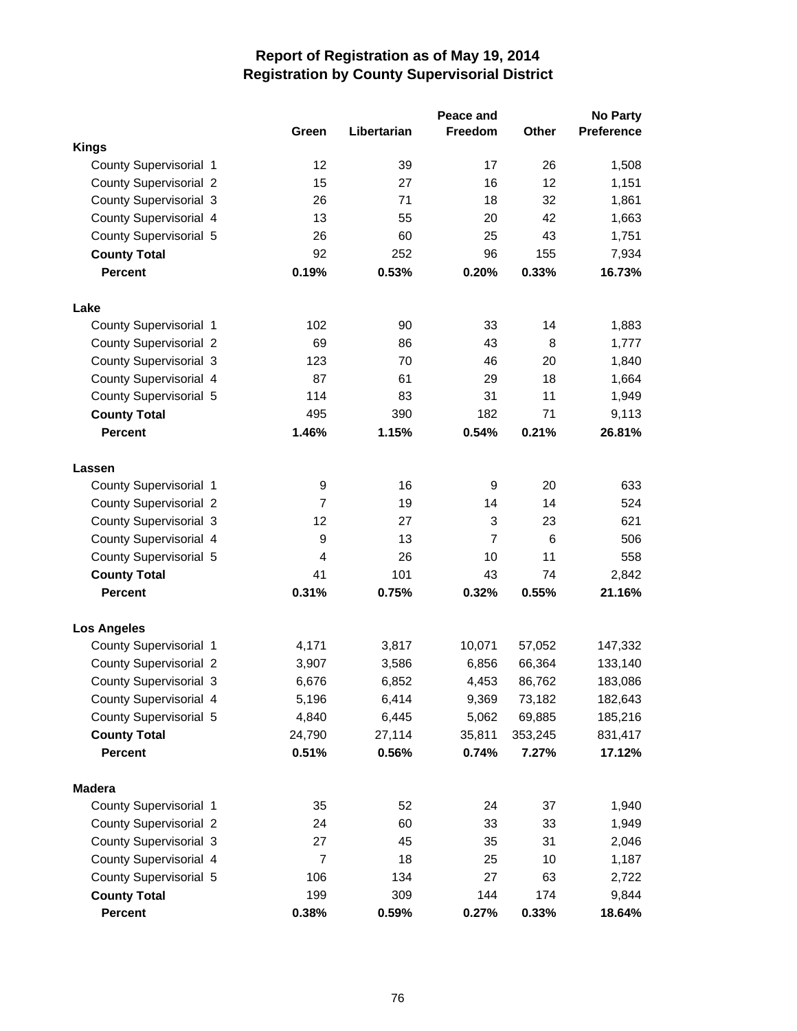# Report of Registration as of May 19, 2014
## Registration by County Supervisorial District

| | Green | Libertarian | Peace and Freedom | Other | No Party Preference |
|---|---|---|---|---|---|
| **Kings** | | | | | |
| County Supervisorial 1 | 12 | 39 | 17 | 26 | 1,508 |
| County Supervisorial 2 | 15 | 27 | 16 | 12 | 1,151 |
| County Supervisorial 3 | 26 | 71 | 18 | 32 | 1,861 |
| County Supervisorial 4 | 13 | 55 | 20 | 42 | 1,663 |
| County Supervisorial 5 | 26 | 60 | 25 | 43 | 1,751 |
| **County Total** | 92 | 252 | 96 | 155 | 7,934 |
| **Percent** | **0.19%** | **0.53%** | **0.20%** | **0.33%** | **16.73%** |
| **Lake** | | | | | |
| County Supervisorial 1 | 102 | 90 | 33 | 14 | 1,883 |
| County Supervisorial 2 | 69 | 86 | 43 | 8 | 1,777 |
| County Supervisorial 3 | 123 | 70 | 46 | 20 | 1,840 |
| County Supervisorial 4 | 87 | 61 | 29 | 18 | 1,664 |
| County Supervisorial 5 | 114 | 83 | 31 | 11 | 1,949 |
| **County Total** | 495 | 390 | 182 | 71 | 9,113 |
| **Percent** | **1.46%** | **1.15%** | **0.54%** | **0.21%** | **26.81%** |
| **Lassen** | | | | | |
| County Supervisorial 1 | 9 | 16 | 9 | 20 | 633 |
| County Supervisorial 2 | 7 | 19 | 14 | 14 | 524 |
| County Supervisorial 3 | 12 | 27 | 3 | 23 | 621 |
| County Supervisorial 4 | 9 | 13 | 7 | 6 | 506 |
| County Supervisorial 5 | 4 | 26 | 10 | 11 | 558 |
| **County Total** | 41 | 101 | 43 | 74 | 2,842 |
| **Percent** | **0.31%** | **0.75%** | **0.32%** | **0.55%** | **21.16%** |
| **Los Angeles** | | | | | |
| County Supervisorial 1 | 4,171 | 3,817 | 10,071 | 57,052 | 147,332 |
| County Supervisorial 2 | 3,907 | 3,586 | 6,856 | 66,364 | 133,140 |
| County Supervisorial 3 | 6,676 | 6,852 | 4,453 | 86,762 | 183,086 |
| County Supervisorial 4 | 5,196 | 6,414 | 9,369 | 73,182 | 182,643 |
| County Supervisorial 5 | 4,840 | 6,445 | 5,062 | 69,885 | 185,216 |
| **County Total** | 24,790 | 27,114 | 35,811 | 353,245 | 831,417 |
| **Percent** | **0.51%** | **0.56%** | **0.74%** | **7.27%** | **17.12%** |
| **Madera** | | | | | |
| County Supervisorial 1 | 35 | 52 | 24 | 37 | 1,940 |
| County Supervisorial 2 | 24 | 60 | 33 | 33 | 1,949 |
| County Supervisorial 3 | 27 | 45 | 35 | 31 | 2,046 |
| County Supervisorial 4 | 7 | 18 | 25 | 10 | 1,187 |
| County Supervisorial 5 | 106 | 134 | 27 | 63 | 2,722 |
| **County Total** | 199 | 309 | 144 | 174 | 9,844 |
| **Percent** | **0.38%** | **0.59%** | **0.27%** | **0.33%** | **18.64%** |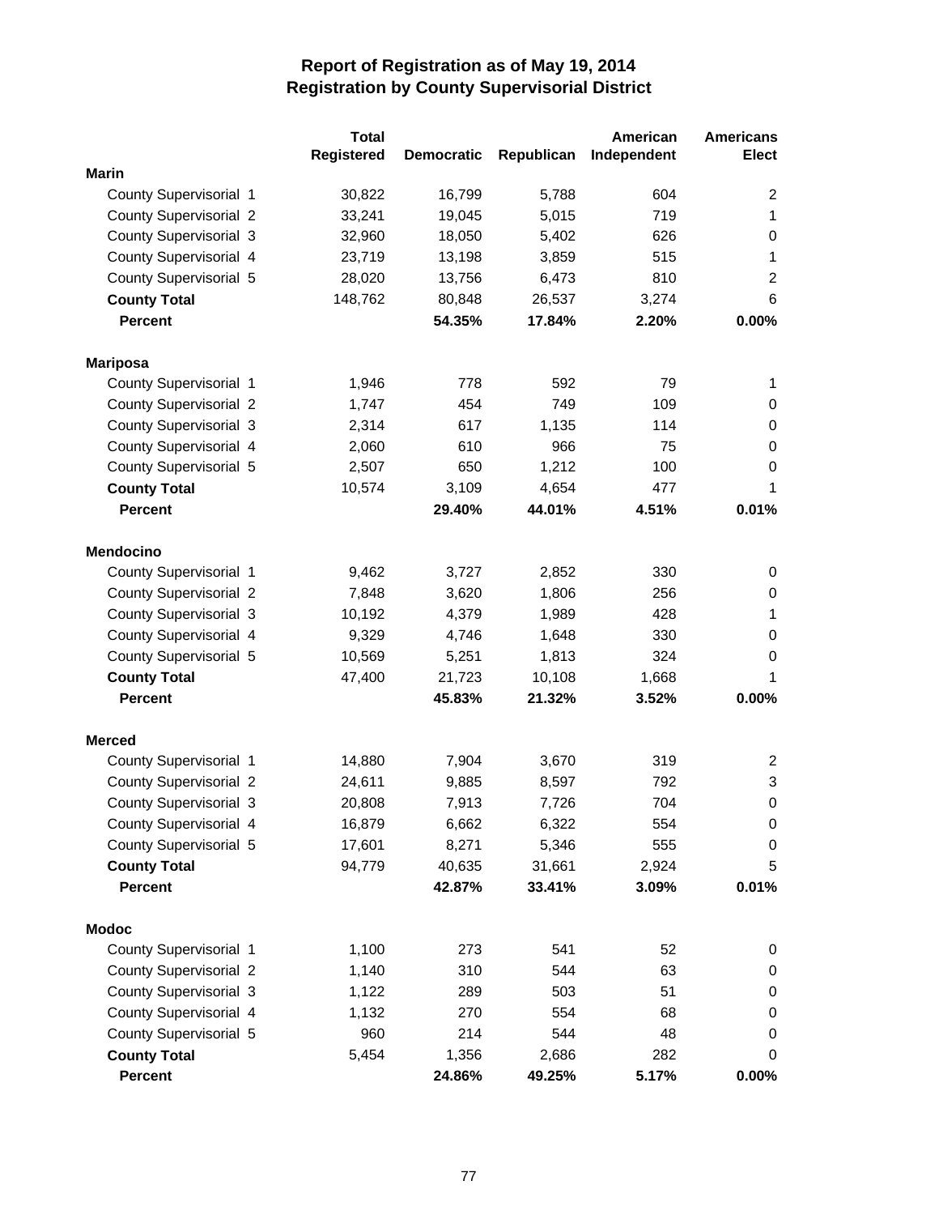# Report of Registration as of May 19, 2014
## Registration by County Supervisorial District

| | Total Registered | Democratic | Republican | American Independent | Americans Elect |
|---|---|---|---|---|---|
| **Marin** | | | | | |
| County Supervisorial 1 | 30,822 | 16,799 | 5,788 | 604 | 2 |
| County Supervisorial 2 | 33,241 | 19,045 | 5,015 | 719 | 1 |
| County Supervisorial 3 | 32,960 | 18,050 | 5,402 | 626 | 0 |
| County Supervisorial 4 | 23,719 | 13,198 | 3,859 | 515 | 1 |
| County Supervisorial 5 | 28,020 | 13,756 | 6,473 | 810 | 2 |
| **County Total** | 148,762 | 80,848 | 26,537 | 3,274 | 6 |
| **Percent** | | **54.35%** | **17.84%** | **2.20%** | **0.00%** |
| **Mariposa** | | | | | |
| County Supervisorial 1 | 1,946 | 778 | 592 | 79 | 1 |
| County Supervisorial 2 | 1,747 | 454 | 749 | 109 | 0 |
| County Supervisorial 3 | 2,314 | 617 | 1,135 | 114 | 0 |
| County Supervisorial 4 | 2,060 | 610 | 966 | 75 | 0 |
| County Supervisorial 5 | 2,507 | 650 | 1,212 | 100 | 0 |
| **County Total** | 10,574 | 3,109 | 4,654 | 477 | 1 |
| **Percent** | | **29.40%** | **44.01%** | **4.51%** | **0.01%** |
| **Mendocino** | | | | | |
| County Supervisorial 1 | 9,462 | 3,727 | 2,852 | 330 | 0 |
| County Supervisorial 2 | 7,848 | 3,620 | 1,806 | 256 | 0 |
| County Supervisorial 3 | 10,192 | 4,379 | 1,989 | 428 | 1 |
| County Supervisorial 4 | 9,329 | 4,746 | 1,648 | 330 | 0 |
| County Supervisorial 5 | 10,569 | 5,251 | 1,813 | 324 | 0 |
| **County Total** | 47,400 | 21,723 | 10,108 | 1,668 | 1 |
| **Percent** | | **45.83%** | **21.32%** | **3.52%** | **0.00%** |
| **Merced** | | | | | |
| County Supervisorial 1 | 14,880 | 7,904 | 3,670 | 319 | 2 |
| County Supervisorial 2 | 24,611 | 9,885 | 8,597 | 792 | 3 |
| County Supervisorial 3 | 20,808 | 7,913 | 7,726 | 704 | 0 |
| County Supervisorial 4 | 16,879 | 6,662 | 6,322 | 554 | 0 |
| County Supervisorial 5 | 17,601 | 8,271 | 5,346 | 555 | 0 |
| **County Total** | 94,779 | 40,635 | 31,661 | 2,924 | 5 |
| **Percent** | | **42.87%** | **33.41%** | **3.09%** | **0.01%** |
| **Modoc** | | | | | |
| County Supervisorial 1 | 1,100 | 273 | 541 | 52 | 0 |
| County Supervisorial 2 | 1,140 | 310 | 544 | 63 | 0 |
| County Supervisorial 3 | 1,122 | 289 | 503 | 51 | 0 |
| County Supervisorial 4 | 1,132 | 270 | 554 | 68 | 0 |
| County Supervisorial 5 | 960 | 214 | 544 | 48 | 0 |
| **County Total** | 5,454 | 1,356 | 2,686 | 282 | 0 |
| **Percent** | | **24.86%** | **49.25%** | **5.17%** | **0.00%** |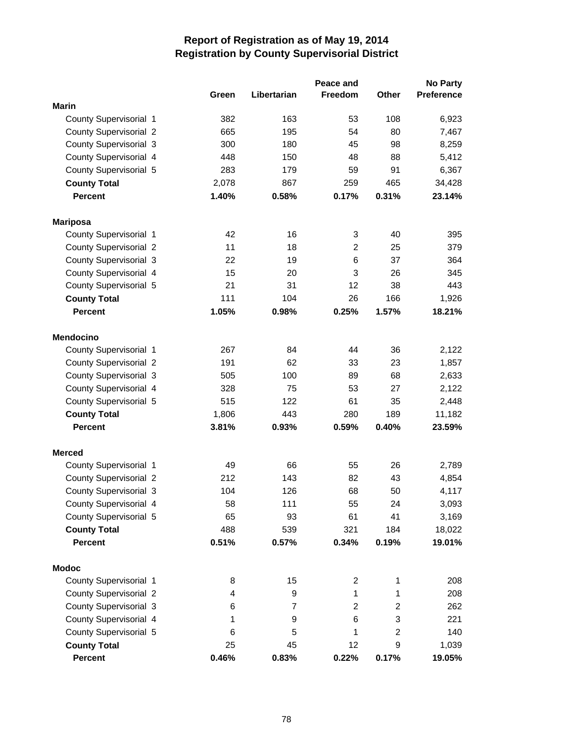# Report of Registration as of May 19, 2014
## Registration by County Supervisorial District

| | Green | Libertarian | Peace and Freedom | Other | No Party Preference |
|---|---|---|---|---|---|
| **Marin** | | | | | |
| County Supervisorial 1 | 382 | 163 | 53 | 108 | 6,923 |
| County Supervisorial 2 | 665 | 195 | 54 | 80 | 7,467 |
| County Supervisorial 3 | 300 | 180 | 45 | 98 | 8,259 |
| County Supervisorial 4 | 448 | 150 | 48 | 88 | 5,412 |
| County Supervisorial 5 | 283 | 179 | 59 | 91 | 6,367 |
| **County Total** | 2,078 | 867 | 259 | 465 | 34,428 |
| **Percent** | **1.40%** | **0.58%** | **0.17%** | **0.31%** | **23.14%** |
| **Mariposa** | | | | | |
| County Supervisorial 1 | 42 | 16 | 3 | 40 | 395 |
| County Supervisorial 2 | 11 | 18 | 2 | 25 | 379 |
| County Supervisorial 3 | 22 | 19 | 6 | 37 | 364 |
| County Supervisorial 4 | 15 | 20 | 3 | 26 | 345 |
| County Supervisorial 5 | 21 | 31 | 12 | 38 | 443 |
| **County Total** | 111 | 104 | 26 | 166 | 1,926 |
| **Percent** | **1.05%** | **0.98%** | **0.25%** | **1.57%** | **18.21%** |
| **Mendocino** | | | | | |
| County Supervisorial 1 | 267 | 84 | 44 | 36 | 2,122 |
| County Supervisorial 2 | 191 | 62 | 33 | 23 | 1,857 |
| County Supervisorial 3 | 505 | 100 | 89 | 68 | 2,633 |
| County Supervisorial 4 | 328 | 75 | 53 | 27 | 2,122 |
| County Supervisorial 5 | 515 | 122 | 61 | 35 | 2,448 |
| **County Total** | 1,806 | 443 | 280 | 189 | 11,182 |
| **Percent** | **3.81%** | **0.93%** | **0.59%** | **0.40%** | **23.59%** |
| **Merced** | | | | | |
| County Supervisorial 1 | 49 | 66 | 55 | 26 | 2,789 |
| County Supervisorial 2 | 212 | 143 | 82 | 43 | 4,854 |
| County Supervisorial 3 | 104 | 126 | 68 | 50 | 4,117 |
| County Supervisorial 4 | 58 | 111 | 55 | 24 | 3,093 |
| County Supervisorial 5 | 65 | 93 | 61 | 41 | 3,169 |
| **County Total** | 488 | 539 | 321 | 184 | 18,022 |
| **Percent** | **0.51%** | **0.57%** | **0.34%** | **0.19%** | **19.01%** |
| **Modoc** | | | | | |
| County Supervisorial 1 | 8 | 15 | 2 | 1 | 208 |
| County Supervisorial 2 | 4 | 9 | 1 | 1 | 208 |
| County Supervisorial 3 | 6 | 7 | 2 | 2 | 262 |
| County Supervisorial 4 | 1 | 9 | 6 | 3 | 221 |
| County Supervisorial 5 | 6 | 5 | 1 | 2 | 140 |
| **County Total** | 25 | 45 | 12 | 9 | 1,039 |
| **Percent** | **0.46%** | **0.83%** | **0.22%** | **0.17%** | **19.05%** |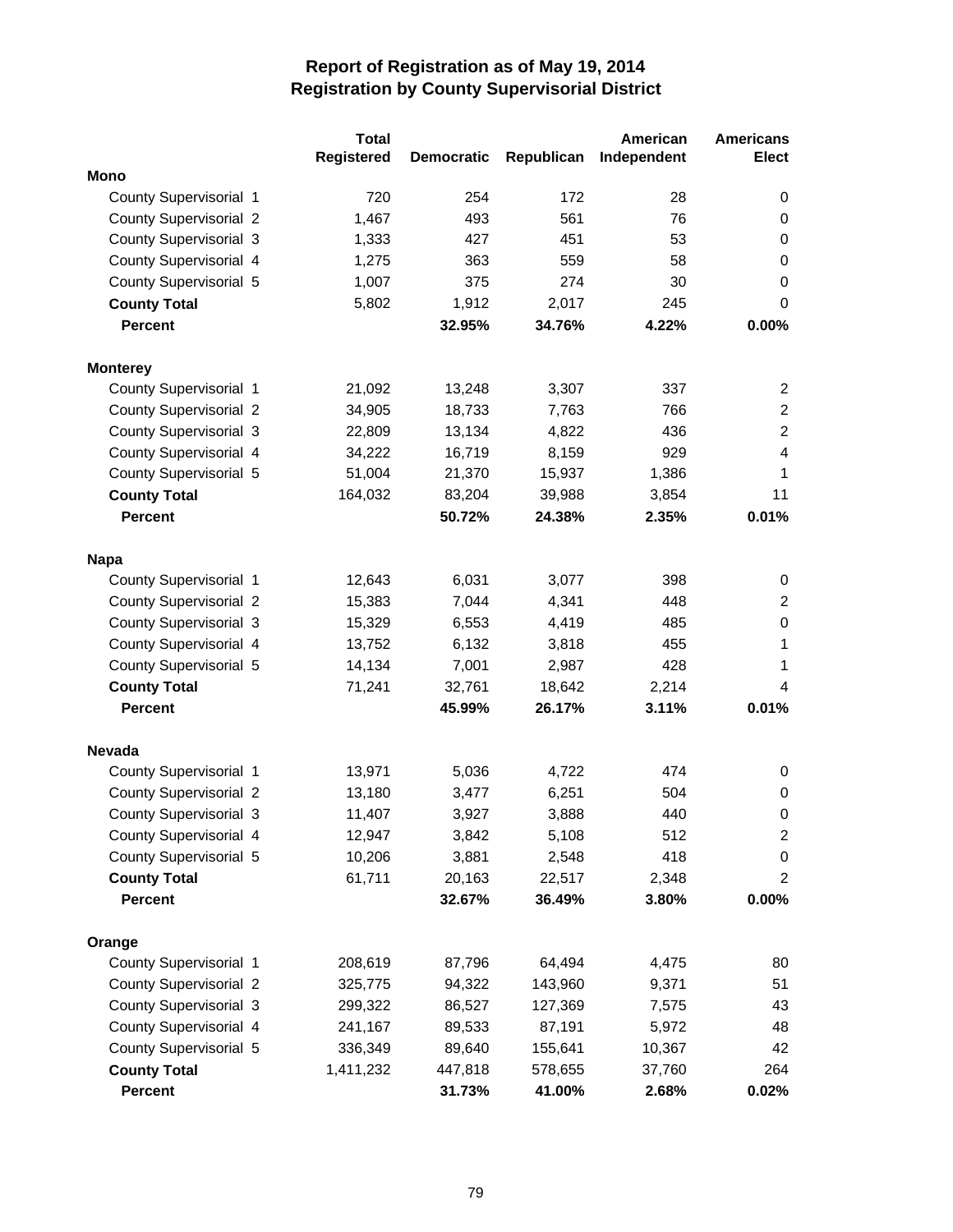# Report of Registration as of May 19, 2014
## Registration by County Supervisorial District

| | Total Registered | Democratic | Republican | American Independent | Americans Elect |
|---|---|---|---|---|---|
| **Mono** | | | | | |
| County Supervisorial 1 | 720 | 254 | 172 | 28 | 0 |
| County Supervisorial 2 | 1,467 | 493 | 561 | 76 | 0 |
| County Supervisorial 3 | 1,333 | 427 | 451 | 53 | 0 |
| County Supervisorial 4 | 1,275 | 363 | 559 | 58 | 0 |
| County Supervisorial 5 | 1,007 | 375 | 274 | 30 | 0 |
| **County Total** | 5,802 | 1,912 | 2,017 | 245 | 0 |
| **Percent** | | **32.95%** | **34.76%** | **4.22%** | **0.00%** |
| **Monterey** | | | | | |
| County Supervisorial 1 | 21,092 | 13,248 | 3,307 | 337 | 2 |
| County Supervisorial 2 | 34,905 | 18,733 | 7,763 | 766 | 2 |
| County Supervisorial 3 | 22,809 | 13,134 | 4,822 | 436 | 2 |
| County Supervisorial 4 | 34,222 | 16,719 | 8,159 | 929 | 4 |
| County Supervisorial 5 | 51,004 | 21,370 | 15,937 | 1,386 | 1 |
| **County Total** | 164,032 | 83,204 | 39,988 | 3,854 | 11 |
| **Percent** | | **50.72%** | **24.38%** | **2.35%** | **0.01%** |
| **Napa** | | | | | |
| County Supervisorial 1 | 12,643 | 6,031 | 3,077 | 398 | 0 |
| County Supervisorial 2 | 15,383 | 7,044 | 4,341 | 448 | 2 |
| County Supervisorial 3 | 15,329 | 6,553 | 4,419 | 485 | 0 |
| County Supervisorial 4 | 13,752 | 6,132 | 3,818 | 455 | 1 |
| County Supervisorial 5 | 14,134 | 7,001 | 2,987 | 428 | 1 |
| **County Total** | 71,241 | 32,761 | 18,642 | 2,214 | 4 |
| **Percent** | | **45.99%** | **26.17%** | **3.11%** | **0.01%** |
| **Nevada** | | | | | |
| County Supervisorial 1 | 13,971 | 5,036 | 4,722 | 474 | 0 |
| County Supervisorial 2 | 13,180 | 3,477 | 6,251 | 504 | 0 |
| County Supervisorial 3 | 11,407 | 3,927 | 3,888 | 440 | 0 |
| County Supervisorial 4 | 12,947 | 3,842 | 5,108 | 512 | 2 |
| County Supervisorial 5 | 10,206 | 3,881 | 2,548 | 418 | 0 |
| **County Total** | 61,711 | 20,163 | 22,517 | 2,348 | 2 |
| **Percent** | | **32.67%** | **36.49%** | **3.80%** | **0.00%** |
| **Orange** | | | | | |
| County Supervisorial 1 | 208,619 | 87,796 | 64,494 | 4,475 | 80 |
| County Supervisorial 2 | 325,775 | 94,322 | 143,960 | 9,371 | 51 |
| County Supervisorial 3 | 299,322 | 86,527 | 127,369 | 7,575 | 43 |
| County Supervisorial 4 | 241,167 | 89,533 | 87,191 | 5,972 | 48 |
| County Supervisorial 5 | 336,349 | 89,640 | 155,641 | 10,367 | 42 |
| **County Total** | 1,411,232 | 447,818 | 578,655 | 37,760 | 264 |
| **Percent** | | **31.73%** | **41.00%** | **2.68%** | **0.02%** |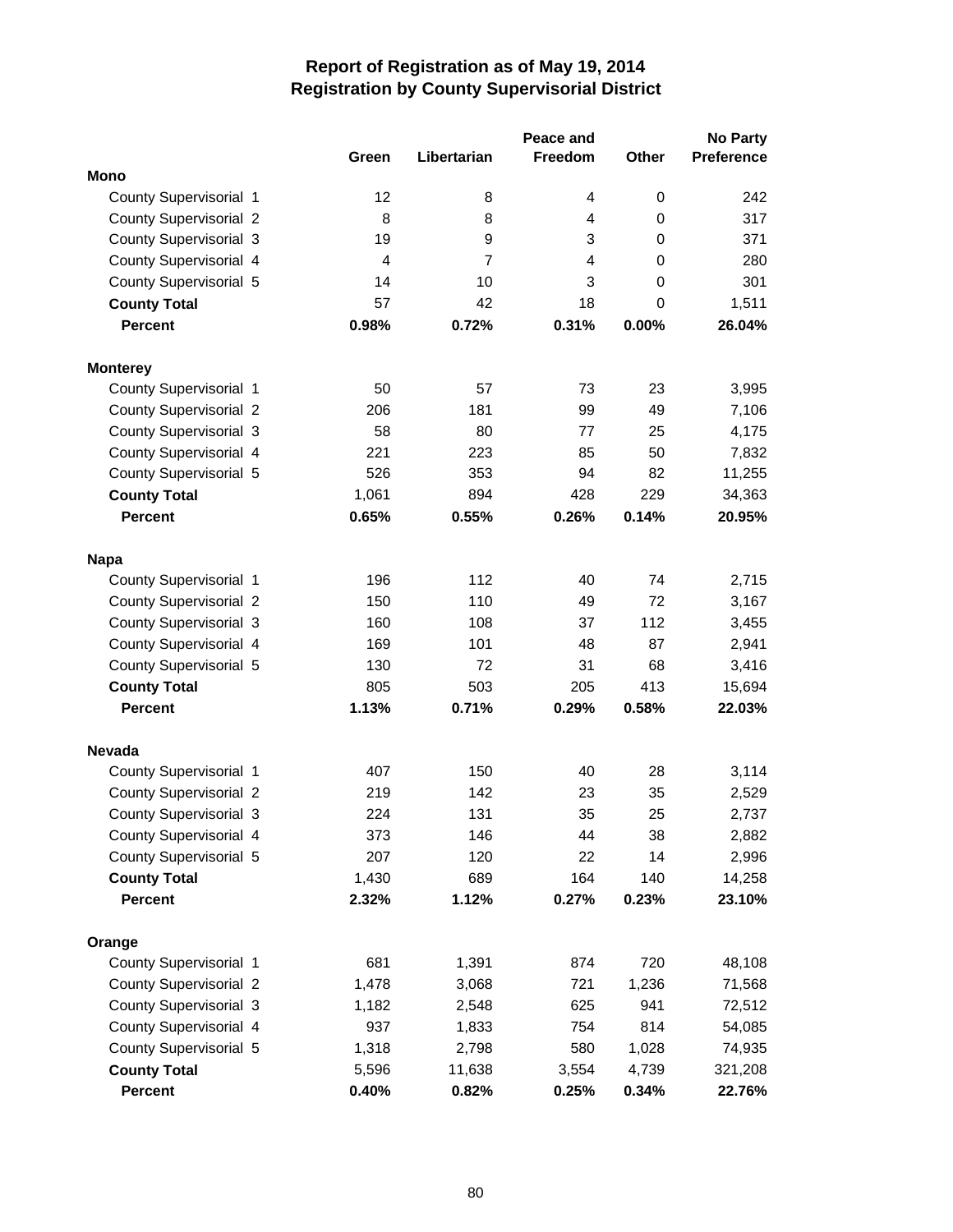# Report of Registration as of May 19, 2014
## Registration by County Supervisorial District

| | Green | Libertarian | Peace and Freedom | Other | No Party Preference |
|---|---|---|---|---|---|
| **Mono** | | | | | |
| County Supervisorial 1 | 12 | 8 | 4 | 0 | 242 |
| County Supervisorial 2 | 8 | 8 | 4 | 0 | 317 |
| County Supervisorial 3 | 19 | 9 | 3 | 0 | 371 |
| County Supervisorial 4 | 4 | 7 | 4 | 0 | 280 |
| County Supervisorial 5 | 14 | 10 | 3 | 0 | 301 |
| **County Total** | 57 | 42 | 18 | 0 | 1,511 |
| **Percent** | **0.98%** | **0.72%** | **0.31%** | **0.00%** | **26.04%** |
| **Monterey** | | | | | |
| County Supervisorial 1 | 50 | 57 | 73 | 23 | 3,995 |
| County Supervisorial 2 | 206 | 181 | 99 | 49 | 7,106 |
| County Supervisorial 3 | 58 | 80 | 77 | 25 | 4,175 |
| County Supervisorial 4 | 221 | 223 | 85 | 50 | 7,832 |
| County Supervisorial 5 | 526 | 353 | 94 | 82 | 11,255 |
| **County Total** | 1,061 | 894 | 428 | 229 | 34,363 |
| **Percent** | **0.65%** | **0.55%** | **0.26%** | **0.14%** | **20.95%** |
| **Napa** | | | | | |
| County Supervisorial 1 | 196 | 112 | 40 | 74 | 2,715 |
| County Supervisorial 2 | 150 | 110 | 49 | 72 | 3,167 |
| County Supervisorial 3 | 160 | 108 | 37 | 112 | 3,455 |
| County Supervisorial 4 | 169 | 101 | 48 | 87 | 2,941 |
| County Supervisorial 5 | 130 | 72 | 31 | 68 | 3,416 |
| **County Total** | 805 | 503 | 205 | 413 | 15,694 |
| **Percent** | **1.13%** | **0.71%** | **0.29%** | **0.58%** | **22.03%** |
| **Nevada** | | | | | |
| County Supervisorial 1 | 407 | 150 | 40 | 28 | 3,114 |
| County Supervisorial 2 | 219 | 142 | 23 | 35 | 2,529 |
| County Supervisorial 3 | 224 | 131 | 35 | 25 | 2,737 |
| County Supervisorial 4 | 373 | 146 | 44 | 38 | 2,882 |
| County Supervisorial 5 | 207 | 120 | 22 | 14 | 2,996 |
| **County Total** | 1,430 | 689 | 164 | 140 | 14,258 |
| **Percent** | **2.32%** | **1.12%** | **0.27%** | **0.23%** | **23.10%** |
| **Orange** | | | | | |
| County Supervisorial 1 | 681 | 1,391 | 874 | 720 | 48,108 |
| County Supervisorial 2 | 1,478 | 3,068 | 721 | 1,236 | 71,568 |
| County Supervisorial 3 | 1,182 | 2,548 | 625 | 941 | 72,512 |
| County Supervisorial 4 | 937 | 1,833 | 754 | 814 | 54,085 |
| County Supervisorial 5 | 1,318 | 2,798 | 580 | 1,028 | 74,935 |
| **County Total** | 5,596 | 11,638 | 3,554 | 4,739 | 321,208 |
| **Percent** | **0.40%** | **0.82%** | **0.25%** | **0.34%** | **22.76%** |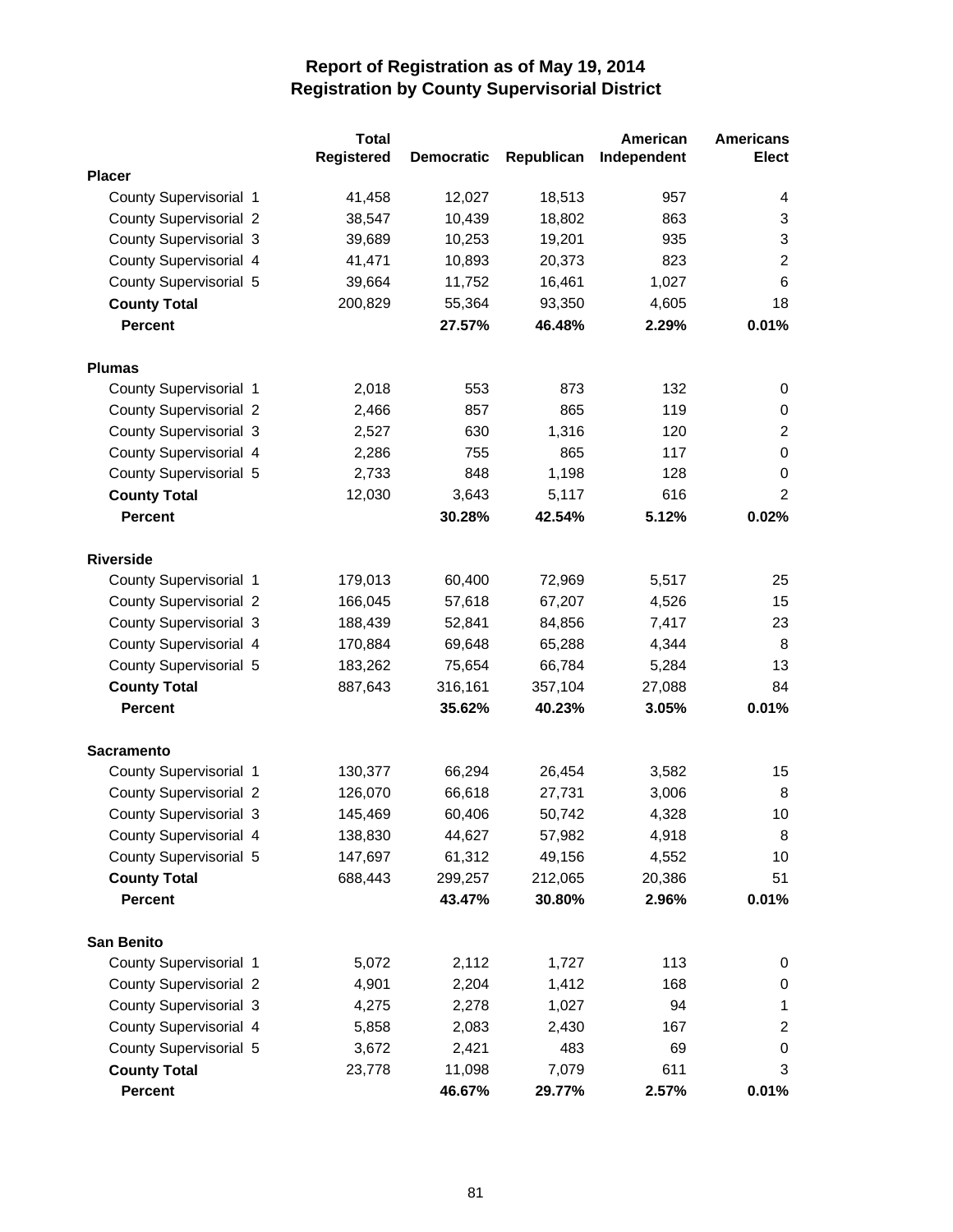# Report of Registration as of May 19, 2014
## Registration by County Supervisorial District

| | Total Registered | Democratic | Republican | American Independent | Americans Elect |
|---|---|---|---|---|---|
| **Placer** | | | | | |
| County Supervisorial 1 | 41,458 | 12,027 | 18,513 | 957 | 4 |
| County Supervisorial 2 | 38,547 | 10,439 | 18,802 | 863 | 3 |
| County Supervisorial 3 | 39,689 | 10,253 | 19,201 | 935 | 3 |
| County Supervisorial 4 | 41,471 | 10,893 | 20,373 | 823 | 2 |
| County Supervisorial 5 | 39,664 | 11,752 | 16,461 | 1,027 | 6 |
| **County Total** | 200,829 | 55,364 | 93,350 | 4,605 | 18 |
| **Percent** | | **27.57%** | **46.48%** | **2.29%** | **0.01%** |
| **Plumas** | | | | | |
| County Supervisorial 1 | 2,018 | 553 | 873 | 132 | 0 |
| County Supervisorial 2 | 2,466 | 857 | 865 | 119 | 0 |
| County Supervisorial 3 | 2,527 | 630 | 1,316 | 120 | 2 |
| County Supervisorial 4 | 2,286 | 755 | 865 | 117 | 0 |
| County Supervisorial 5 | 2,733 | 848 | 1,198 | 128 | 0 |
| **County Total** | 12,030 | 3,643 | 5,117 | 616 | 2 |
| **Percent** | | **30.28%** | **42.54%** | **5.12%** | **0.02%** |
| **Riverside** | | | | | |
| County Supervisorial 1 | 179,013 | 60,400 | 72,969 | 5,517 | 25 |
| County Supervisorial 2 | 166,045 | 57,618 | 67,207 | 4,526 | 15 |
| County Supervisorial 3 | 188,439 | 52,841 | 84,856 | 7,417 | 23 |
| County Supervisorial 4 | 170,884 | 69,648 | 65,288 | 4,344 | 8 |
| County Supervisorial 5 | 183,262 | 75,654 | 66,784 | 5,284 | 13 |
| **County Total** | 887,643 | 316,161 | 357,104 | 27,088 | 84 |
| **Percent** | | **35.62%** | **40.23%** | **3.05%** | **0.01%** |
| **Sacramento** | | | | | |
| County Supervisorial 1 | 130,377 | 66,294 | 26,454 | 3,582 | 15 |
| County Supervisorial 2 | 126,070 | 66,618 | 27,731 | 3,006 | 8 |
| County Supervisorial 3 | 145,469 | 60,406 | 50,742 | 4,328 | 10 |
| County Supervisorial 4 | 138,830 | 44,627 | 57,982 | 4,918 | 8 |
| County Supervisorial 5 | 147,697 | 61,312 | 49,156 | 4,552 | 10 |
| **County Total** | 688,443 | 299,257 | 212,065 | 20,386 | 51 |
| **Percent** | | **43.47%** | **30.80%** | **2.96%** | **0.01%** |
| **San Benito** | | | | | |
| County Supervisorial 1 | 5,072 | 2,112 | 1,727 | 113 | 0 |
| County Supervisorial 2 | 4,901 | 2,204 | 1,412 | 168 | 0 |
| County Supervisorial 3 | 4,275 | 2,278 | 1,027 | 94 | 1 |
| County Supervisorial 4 | 5,858 | 2,083 | 2,430 | 167 | 2 |
| County Supervisorial 5 | 3,672 | 2,421 | 483 | 69 | 0 |
| **County Total** | 23,778 | 11,098 | 7,079 | 611 | 3 |
| **Percent** | | **46.67%** | **29.77%** | **2.57%** | **0.01%** |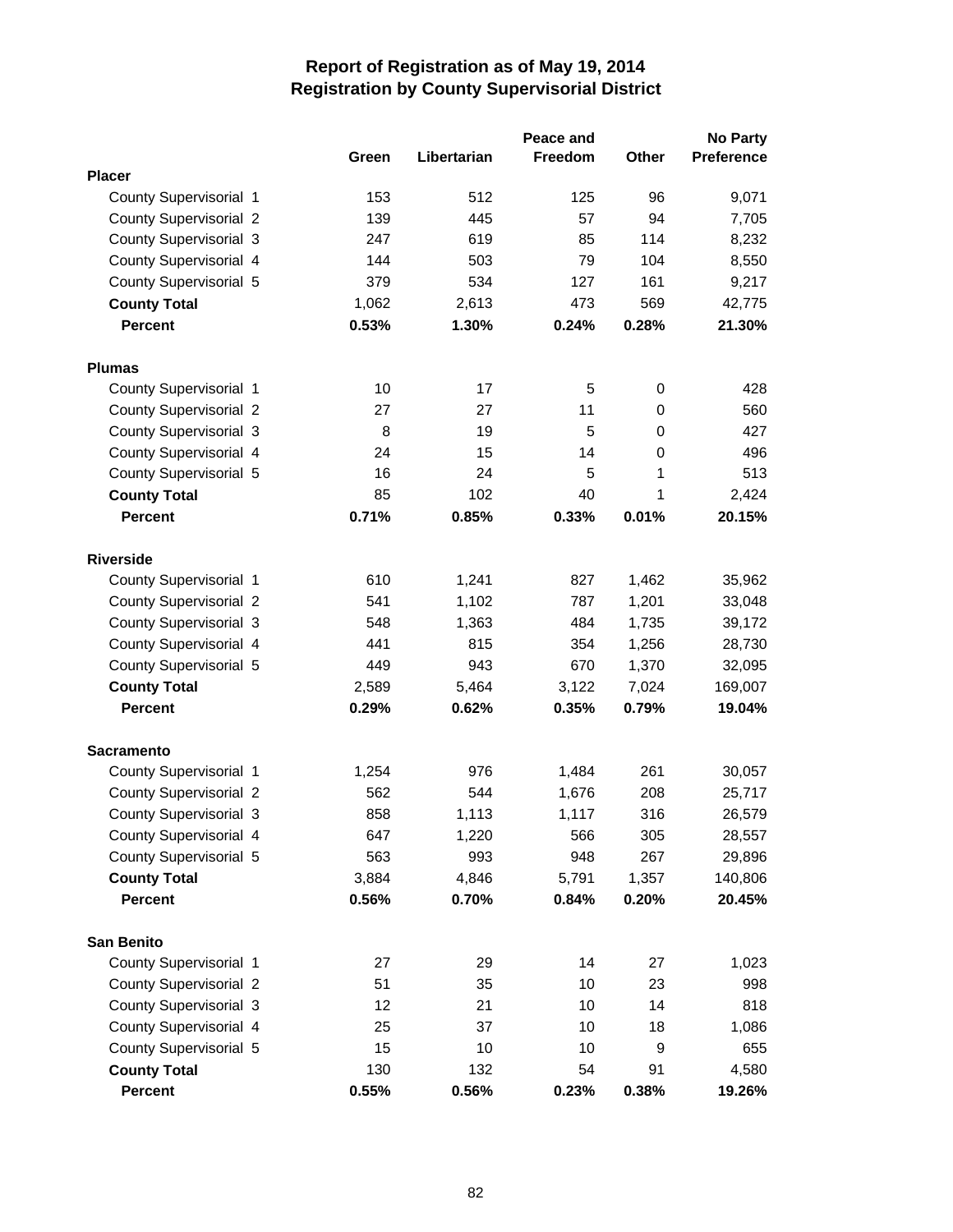# Report of Registration as of May 19, 2014
## Registration by County Supervisorial District

| | Green | Libertarian | Peace and Freedom | Other | No Party Preference |
|---|---|---|---|---|---|
| **Placer** | | | | | |
| County Supervisorial 1 | 153 | 512 | 125 | 96 | 9,071 |
| County Supervisorial 2 | 139 | 445 | 57 | 94 | 7,705 |
| County Supervisorial 3 | 247 | 619 | 85 | 114 | 8,232 |
| County Supervisorial 4 | 144 | 503 | 79 | 104 | 8,550 |
| County Supervisorial 5 | 379 | 534 | 127 | 161 | 9,217 |
| **County Total** | 1,062 | 2,613 | 473 | 569 | 42,775 |
| **Percent** | **0.53%** | **1.30%** | **0.24%** | **0.28%** | **21.30%** |
| **Plumas** | | | | | |
| County Supervisorial 1 | 10 | 17 | 5 | 0 | 428 |
| County Supervisorial 2 | 27 | 27 | 11 | 0 | 560 |
| County Supervisorial 3 | 8 | 19 | 5 | 0 | 427 |
| County Supervisorial 4 | 24 | 15 | 14 | 0 | 496 |
| County Supervisorial 5 | 16 | 24 | 5 | 1 | 513 |
| **County Total** | 85 | 102 | 40 | 1 | 2,424 |
| **Percent** | **0.71%** | **0.85%** | **0.33%** | **0.01%** | **20.15%** |
| **Riverside** | | | | | |
| County Supervisorial 1 | 610 | 1,241 | 827 | 1,462 | 35,962 |
| County Supervisorial 2 | 541 | 1,102 | 787 | 1,201 | 33,048 |
| County Supervisorial 3 | 548 | 1,363 | 484 | 1,735 | 39,172 |
| County Supervisorial 4 | 441 | 815 | 354 | 1,256 | 28,730 |
| County Supervisorial 5 | 449 | 943 | 670 | 1,370 | 32,095 |
| **County Total** | 2,589 | 5,464 | 3,122 | 7,024 | 169,007 |
| **Percent** | **0.29%** | **0.62%** | **0.35%** | **0.79%** | **19.04%** |
| **Sacramento** | | | | | |
| County Supervisorial 1 | 1,254 | 976 | 1,484 | 261 | 30,057 |
| County Supervisorial 2 | 562 | 544 | 1,676 | 208 | 25,717 |
| County Supervisorial 3 | 858 | 1,113 | 1,117 | 316 | 26,579 |
| County Supervisorial 4 | 647 | 1,220 | 566 | 305 | 28,557 |
| County Supervisorial 5 | 563 | 993 | 948 | 267 | 29,896 |
| **County Total** | 3,884 | 4,846 | 5,791 | 1,357 | 140,806 |
| **Percent** | **0.56%** | **0.70%** | **0.84%** | **0.20%** | **20.45%** |
| **San Benito** | | | | | |
| County Supervisorial 1 | 27 | 29 | 14 | 27 | 1,023 |
| County Supervisorial 2 | 51 | 35 | 10 | 23 | 998 |
| County Supervisorial 3 | 12 | 21 | 10 | 14 | 818 |
| County Supervisorial 4 | 25 | 37 | 10 | 18 | 1,086 |
| County Supervisorial 5 | 15 | 10 | 10 | 9 | 655 |
| **County Total** | 130 | 132 | 54 | 91 | 4,580 |
| **Percent** | **0.55%** | **0.56%** | **0.23%** | **0.38%** | **19.26%** |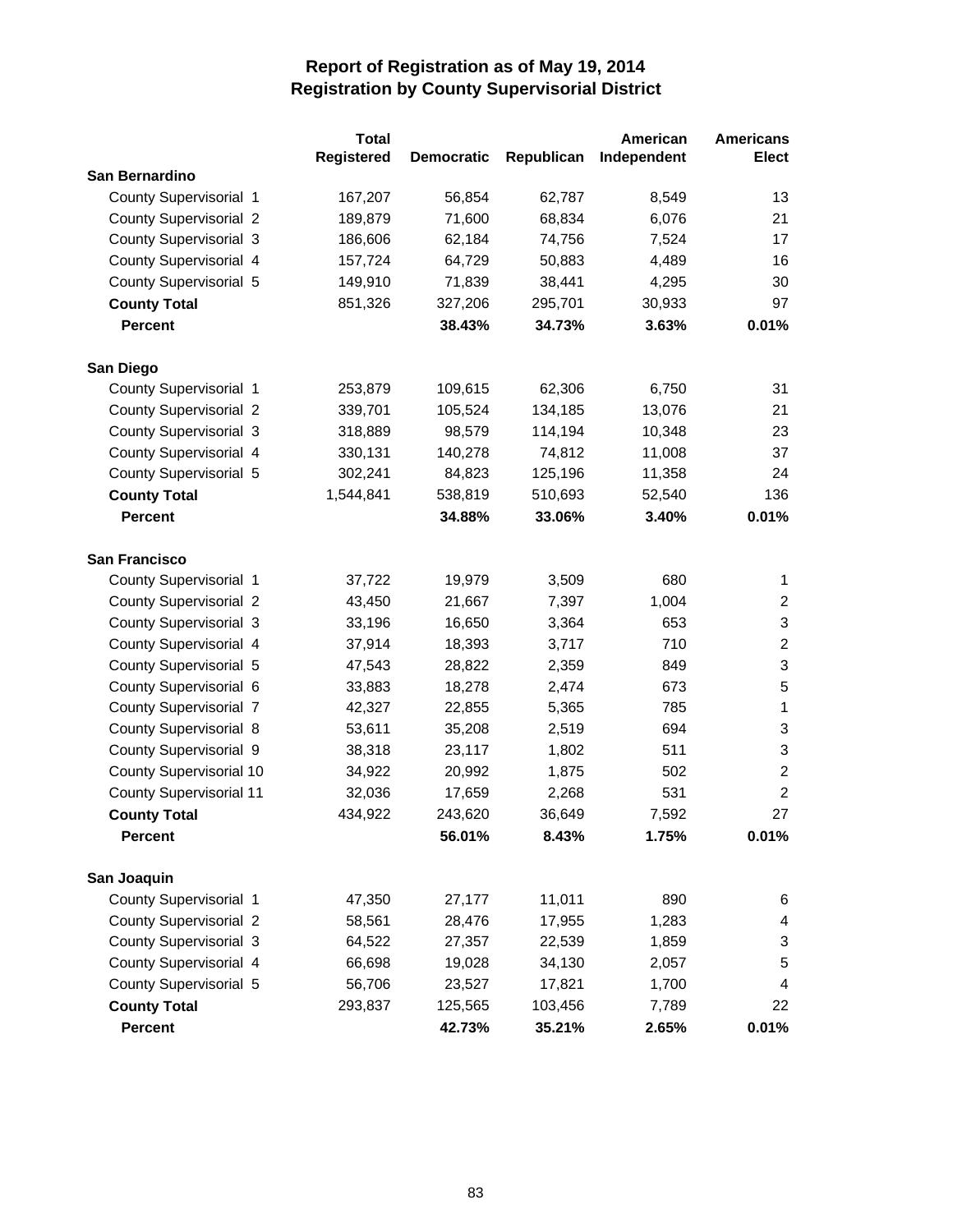# Report of Registration as of May 19, 2014
## Registration by County Supervisorial District

| | Total Registered | Democratic | Republican | American Independent | Americans Elect |
|---|---|---|---|---|---|
| **San Bernardino** | | | | | |
| County Supervisorial 1 | 167,207 | 56,854 | 62,787 | 8,549 | 13 |
| County Supervisorial 2 | 189,879 | 71,600 | 68,834 | 6,076 | 21 |
| County Supervisorial 3 | 186,606 | 62,184 | 74,756 | 7,524 | 17 |
| County Supervisorial 4 | 157,724 | 64,729 | 50,883 | 4,489 | 16 |
| County Supervisorial 5 | 149,910 | 71,839 | 38,441 | 4,295 | 30 |
| **County Total** | 851,326 | 327,206 | 295,701 | 30,933 | 97 |
| **Percent** | | **38.43%** | **34.73%** | **3.63%** | **0.01%** |
| **San Diego** | | | | | |
| County Supervisorial 1 | 253,879 | 109,615 | 62,306 | 6,750 | 31 |
| County Supervisorial 2 | 339,701 | 105,524 | 134,185 | 13,076 | 21 |
| County Supervisorial 3 | 318,889 | 98,579 | 114,194 | 10,348 | 23 |
| County Supervisorial 4 | 330,131 | 140,278 | 74,812 | 11,008 | 37 |
| County Supervisorial 5 | 302,241 | 84,823 | 125,196 | 11,358 | 24 |
| **County Total** | 1,544,841 | 538,819 | 510,693 | 52,540 | 136 |
| **Percent** | | **34.88%** | **33.06%** | **3.40%** | **0.01%** |
| **San Francisco** | | | | | |
| County Supervisorial 1 | 37,722 | 19,979 | 3,509 | 680 | 1 |
| County Supervisorial 2 | 43,450 | 21,667 | 7,397 | 1,004 | 2 |
| County Supervisorial 3 | 33,196 | 16,650 | 3,364 | 653 | 3 |
| County Supervisorial 4 | 37,914 | 18,393 | 3,717 | 710 | 2 |
| County Supervisorial 5 | 47,543 | 28,822 | 2,359 | 849 | 3 |
| County Supervisorial 6 | 33,883 | 18,278 | 2,474 | 673 | 5 |
| County Supervisorial 7 | 42,327 | 22,855 | 5,365 | 785 | 1 |
| County Supervisorial 8 | 53,611 | 35,208 | 2,519 | 694 | 3 |
| County Supervisorial 9 | 38,318 | 23,117 | 1,802 | 511 | 3 |
| County Supervisorial 10 | 34,922 | 20,992 | 1,875 | 502 | 2 |
| County Supervisorial 11 | 32,036 | 17,659 | 2,268 | 531 | 2 |
| **County Total** | 434,922 | 243,620 | 36,649 | 7,592 | 27 |
| **Percent** | | **56.01%** | **8.43%** | **1.75%** | **0.01%** |
| **San Joaquin** | | | | | |
| County Supervisorial 1 | 47,350 | 27,177 | 11,011 | 890 | 6 |
| County Supervisorial 2 | 58,561 | 28,476 | 17,955 | 1,283 | 4 |
| County Supervisorial 3 | 64,522 | 27,357 | 22,539 | 1,859 | 3 |
| County Supervisorial 4 | 66,698 | 19,028 | 34,130 | 2,057 | 5 |
| County Supervisorial 5 | 56,706 | 23,527 | 17,821 | 1,700 | 4 |
| **County Total** | 293,837 | 125,565 | 103,456 | 7,789 | 22 |
| **Percent** | | **42.73%** | **35.21%** | **2.65%** | **0.01%** |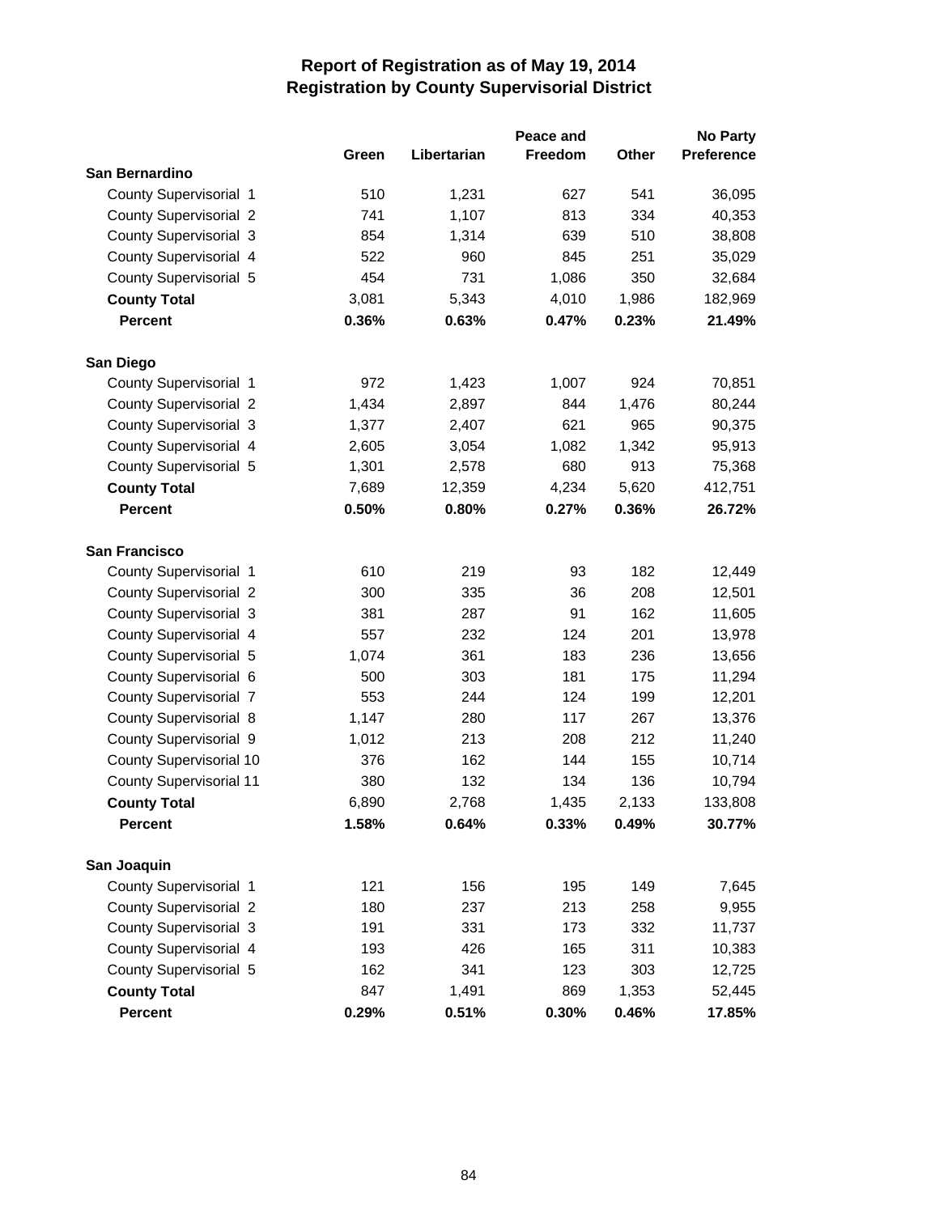# Report of Registration as of May 19, 2014
## Registration by County Supervisorial District

| | Green | Libertarian | Peace and Freedom | Other | No Party Preference |
|---|---|---|---|---|---|
| **San Bernardino** | | | | | |
| County Supervisorial 1 | 510 | 1,231 | 627 | 541 | 36,095 |
| County Supervisorial 2 | 741 | 1,107 | 813 | 334 | 40,353 |
| County Supervisorial 3 | 854 | 1,314 | 639 | 510 | 38,808 |
| County Supervisorial 4 | 522 | 960 | 845 | 251 | 35,029 |
| County Supervisorial 5 | 454 | 731 | 1,086 | 350 | 32,684 |
| **County Total** | 3,081 | 5,343 | 4,010 | 1,986 | 182,969 |
| **Percent** | **0.36%** | **0.63%** | **0.47%** | **0.23%** | **21.49%** |
| **San Diego** | | | | | |
| County Supervisorial 1 | 972 | 1,423 | 1,007 | 924 | 70,851 |
| County Supervisorial 2 | 1,434 | 2,897 | 844 | 1,476 | 80,244 |
| County Supervisorial 3 | 1,377 | 2,407 | 621 | 965 | 90,375 |
| County Supervisorial 4 | 2,605 | 3,054 | 1,082 | 1,342 | 95,913 |
| County Supervisorial 5 | 1,301 | 2,578 | 680 | 913 | 75,368 |
| **County Total** | 7,689 | 12,359 | 4,234 | 5,620 | 412,751 |
| **Percent** | **0.50%** | **0.80%** | **0.27%** | **0.36%** | **26.72%** |
| **San Francisco** | | | | | |
| County Supervisorial 1 | 610 | 219 | 93 | 182 | 12,449 |
| County Supervisorial 2 | 300 | 335 | 36 | 208 | 12,501 |
| County Supervisorial 3 | 381 | 287 | 91 | 162 | 11,605 |
| County Supervisorial 4 | 557 | 232 | 124 | 201 | 13,978 |
| County Supervisorial 5 | 1,074 | 361 | 183 | 236 | 13,656 |
| County Supervisorial 6 | 500 | 303 | 181 | 175 | 11,294 |
| County Supervisorial 7 | 553 | 244 | 124 | 199 | 12,201 |
| County Supervisorial 8 | 1,147 | 280 | 117 | 267 | 13,376 |
| County Supervisorial 9 | 1,012 | 213 | 208 | 212 | 11,240 |
| County Supervisorial 10 | 376 | 162 | 144 | 155 | 10,714 |
| County Supervisorial 11 | 380 | 132 | 134 | 136 | 10,794 |
| **County Total** | 6,890 | 2,768 | 1,435 | 2,133 | 133,808 |
| **Percent** | **1.58%** | **0.64%** | **0.33%** | **0.49%** | **30.77%** |
| **San Joaquin** | | | | | |
| County Supervisorial 1 | 121 | 156 | 195 | 149 | 7,645 |
| County Supervisorial 2 | 180 | 237 | 213 | 258 | 9,955 |
| County Supervisorial 3 | 191 | 331 | 173 | 332 | 11,737 |
| County Supervisorial 4 | 193 | 426 | 165 | 311 | 10,383 |
| County Supervisorial 5 | 162 | 341 | 123 | 303 | 12,725 |
| **County Total** | 847 | 1,491 | 869 | 1,353 | 52,445 |
| **Percent** | **0.29%** | **0.51%** | **0.30%** | **0.46%** | **17.85%** |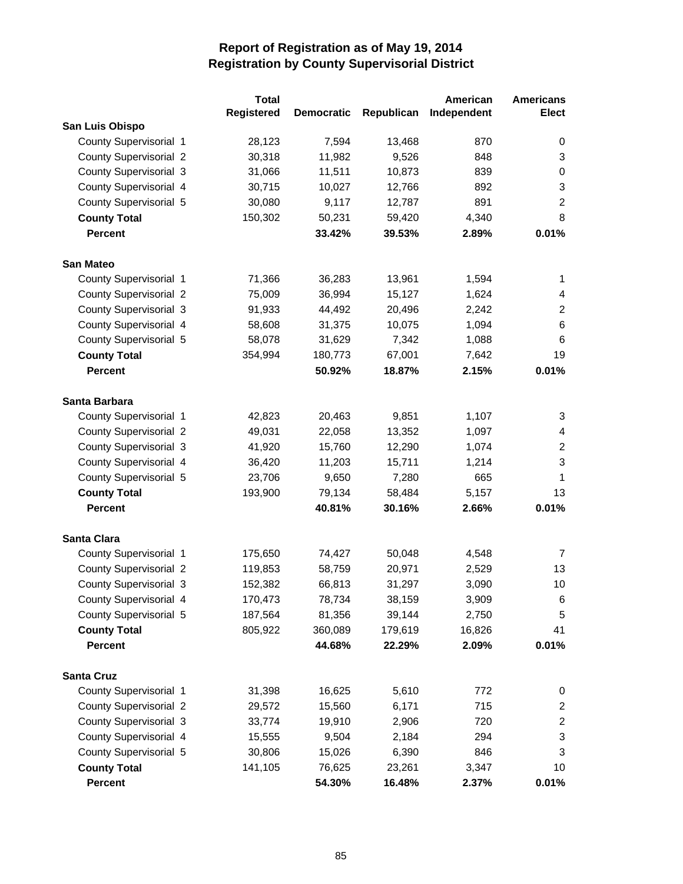# Report of Registration as of May 19, 2014
## Registration by County Supervisorial District

| | Total Registered | Democratic | Republican | American Independent | Americans Elect |
|---|---|---|---|---|---|
| **San Luis Obispo** | | | | | |
| County Supervisorial 1 | 28,123 | 7,594 | 13,468 | 870 | 0 |
| County Supervisorial 2 | 30,318 | 11,982 | 9,526 | 848 | 3 |
| County Supervisorial 3 | 31,066 | 11,511 | 10,873 | 839 | 0 |
| County Supervisorial 4 | 30,715 | 10,027 | 12,766 | 892 | 3 |
| County Supervisorial 5 | 30,080 | 9,117 | 12,787 | 891 | 2 |
| **County Total** | 150,302 | 50,231 | 59,420 | 4,340 | 8 |
| **Percent** | | **33.42%** | **39.53%** | **2.89%** | **0.01%** |
| **San Mateo** | | | | | |
| County Supervisorial 1 | 71,366 | 36,283 | 13,961 | 1,594 | 1 |
| County Supervisorial 2 | 75,009 | 36,994 | 15,127 | 1,624 | 4 |
| County Supervisorial 3 | 91,933 | 44,492 | 20,496 | 2,242 | 2 |
| County Supervisorial 4 | 58,608 | 31,375 | 10,075 | 1,094 | 6 |
| County Supervisorial 5 | 58,078 | 31,629 | 7,342 | 1,088 | 6 |
| **County Total** | 354,994 | 180,773 | 67,001 | 7,642 | 19 |
| **Percent** | | **50.92%** | **18.87%** | **2.15%** | **0.01%** |
| **Santa Barbara** | | | | | |
| County Supervisorial 1 | 42,823 | 20,463 | 9,851 | 1,107 | 3 |
| County Supervisorial 2 | 49,031 | 22,058 | 13,352 | 1,097 | 4 |
| County Supervisorial 3 | 41,920 | 15,760 | 12,290 | 1,074 | 2 |
| County Supervisorial 4 | 36,420 | 11,203 | 15,711 | 1,214 | 3 |
| County Supervisorial 5 | 23,706 | 9,650 | 7,280 | 665 | 1 |
| **County Total** | 193,900 | 79,134 | 58,484 | 5,157 | 13 |
| **Percent** | | **40.81%** | **30.16%** | **2.66%** | **0.01%** |
| **Santa Clara** | | | | | |
| County Supervisorial 1 | 175,650 | 74,427 | 50,048 | 4,548 | 7 |
| County Supervisorial 2 | 119,853 | 58,759 | 20,971 | 2,529 | 13 |
| County Supervisorial 3 | 152,382 | 66,813 | 31,297 | 3,090 | 10 |
| County Supervisorial 4 | 170,473 | 78,734 | 38,159 | 3,909 | 6 |
| County Supervisorial 5 | 187,564 | 81,356 | 39,144 | 2,750 | 5 |
| **County Total** | 805,922 | 360,089 | 179,619 | 16,826 | 41 |
| **Percent** | | **44.68%** | **22.29%** | **2.09%** | **0.01%** |
| **Santa Cruz** | | | | | |
| County Supervisorial 1 | 31,398 | 16,625 | 5,610 | 772 | 0 |
| County Supervisorial 2 | 29,572 | 15,560 | 6,171 | 715 | 2 |
| County Supervisorial 3 | 33,774 | 19,910 | 2,906 | 720 | 2 |
| County Supervisorial 4 | 15,555 | 9,504 | 2,184 | 294 | 3 |
| County Supervisorial 5 | 30,806 | 15,026 | 6,390 | 846 | 3 |
| **County Total** | 141,105 | 76,625 | 23,261 | 3,347 | 10 |
| **Percent** | | **54.30%** | **16.48%** | **2.37%** | **0.01%** |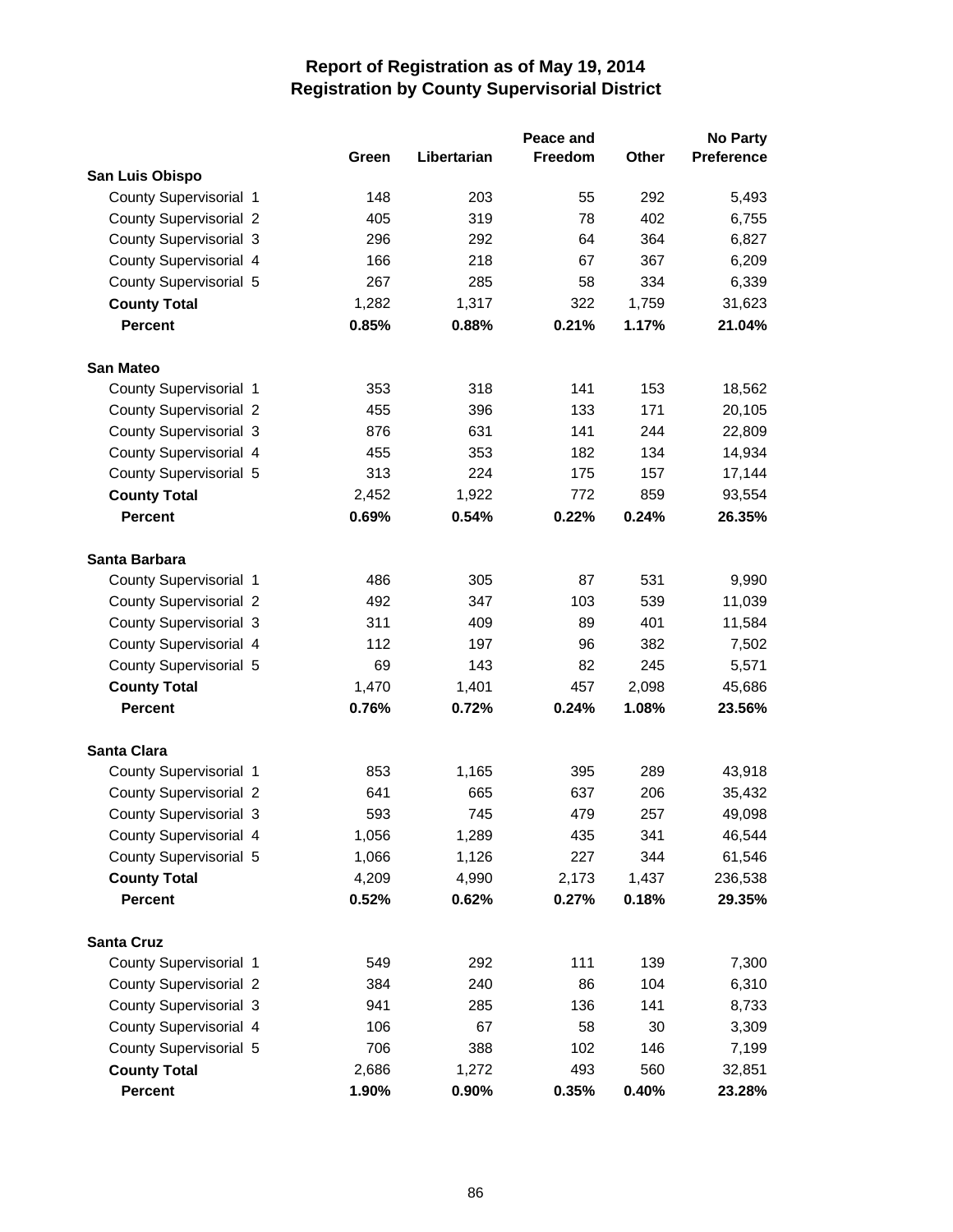# Report of Registration as of May 19, 2014
## Registration by County Supervisorial District

| | Green | Libertarian | Peace and Freedom | Other | No Party Preference |
|---|---|---|---|---|---|
| **San Luis Obispo** | | | | | |
| County Supervisorial 1 | 148 | 203 | 55 | 292 | 5,493 |
| County Supervisorial 2 | 405 | 319 | 78 | 402 | 6,755 |
| County Supervisorial 3 | 296 | 292 | 64 | 364 | 6,827 |
| County Supervisorial 4 | 166 | 218 | 67 | 367 | 6,209 |
| County Supervisorial 5 | 267 | 285 | 58 | 334 | 6,339 |
| **County Total** | 1,282 | 1,317 | 322 | 1,759 | 31,623 |
| **Percent** | **0.85%** | **0.88%** | **0.21%** | **1.17%** | **21.04%** |
| **San Mateo** | | | | | |
| County Supervisorial 1 | 353 | 318 | 141 | 153 | 18,562 |
| County Supervisorial 2 | 455 | 396 | 133 | 171 | 20,105 |
| County Supervisorial 3 | 876 | 631 | 141 | 244 | 22,809 |
| County Supervisorial 4 | 455 | 353 | 182 | 134 | 14,934 |
| County Supervisorial 5 | 313 | 224 | 175 | 157 | 17,144 |
| **County Total** | 2,452 | 1,922 | 772 | 859 | 93,554 |
| **Percent** | **0.69%** | **0.54%** | **0.22%** | **0.24%** | **26.35%** |
| **Santa Barbara** | | | | | |
| County Supervisorial 1 | 486 | 305 | 87 | 531 | 9,990 |
| County Supervisorial 2 | 492 | 347 | 103 | 539 | 11,039 |
| County Supervisorial 3 | 311 | 409 | 89 | 401 | 11,584 |
| County Supervisorial 4 | 112 | 197 | 96 | 382 | 7,502 |
| County Supervisorial 5 | 69 | 143 | 82 | 245 | 5,571 |
| **County Total** | 1,470 | 1,401 | 457 | 2,098 | 45,686 |
| **Percent** | **0.76%** | **0.72%** | **0.24%** | **1.08%** | **23.56%** |
| **Santa Clara** | | | | | |
| County Supervisorial 1 | 853 | 1,165 | 395 | 289 | 43,918 |
| County Supervisorial 2 | 641 | 665 | 637 | 206 | 35,432 |
| County Supervisorial 3 | 593 | 745 | 479 | 257 | 49,098 |
| County Supervisorial 4 | 1,056 | 1,289 | 435 | 341 | 46,544 |
| County Supervisorial 5 | 1,066 | 1,126 | 227 | 344 | 61,546 |
| **County Total** | 4,209 | 4,990 | 2,173 | 1,437 | 236,538 |
| **Percent** | **0.52%** | **0.62%** | **0.27%** | **0.18%** | **29.35%** |
| **Santa Cruz** | | | | | |
| County Supervisorial 1 | 549 | 292 | 111 | 139 | 7,300 |
| County Supervisorial 2 | 384 | 240 | 86 | 104 | 6,310 |
| County Supervisorial 3 | 941 | 285 | 136 | 141 | 8,733 |
| County Supervisorial 4 | 106 | 67 | 58 | 30 | 3,309 |
| County Supervisorial 5 | 706 | 388 | 102 | 146 | 7,199 |
| **County Total** | 2,686 | 1,272 | 493 | 560 | 32,851 |
| **Percent** | **1.90%** | **0.90%** | **0.35%** | **0.40%** | **23.28%** |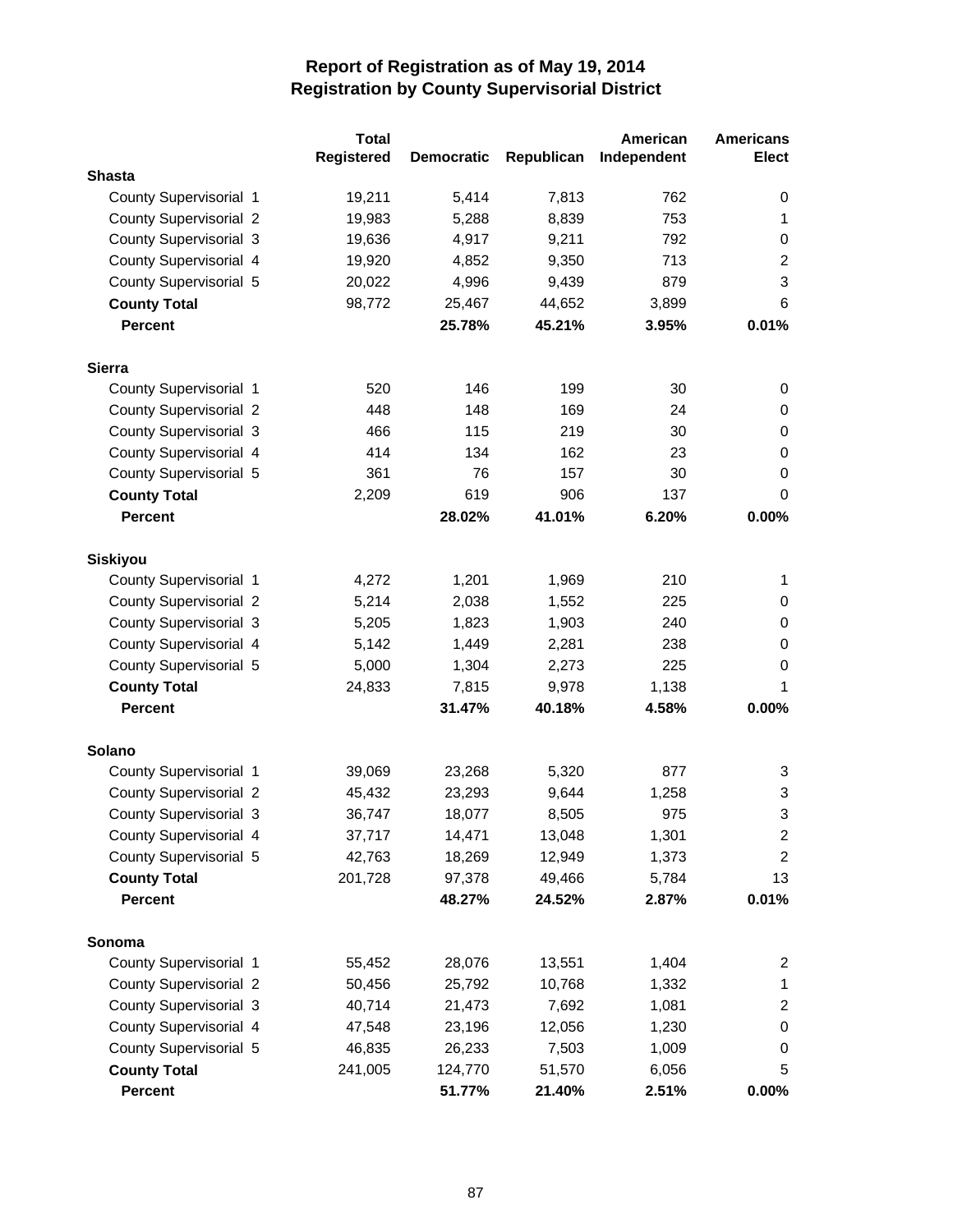# Report of Registration as of May 19, 2014
## Registration by County Supervisorial District

| | Total Registered | Democratic | Republican | American Independent | Americans Elect |
|---|---|---|---|---|---|
| **Shasta** | | | | | |
| County Supervisorial 1 | 19,211 | 5,414 | 7,813 | 762 | 0 |
| County Supervisorial 2 | 19,983 | 5,288 | 8,839 | 753 | 1 |
| County Supervisorial 3 | 19,636 | 4,917 | 9,211 | 792 | 0 |
| County Supervisorial 4 | 19,920 | 4,852 | 9,350 | 713 | 2 |
| County Supervisorial 5 | 20,022 | 4,996 | 9,439 | 879 | 3 |
| **County Total** | 98,772 | 25,467 | 44,652 | 3,899 | 6 |
| **Percent** | | **25.78%** | **45.21%** | **3.95%** | **0.01%** |
| **Sierra** | | | | | |
| County Supervisorial 1 | 520 | 146 | 199 | 30 | 0 |
| County Supervisorial 2 | 448 | 148 | 169 | 24 | 0 |
| County Supervisorial 3 | 466 | 115 | 219 | 30 | 0 |
| County Supervisorial 4 | 414 | 134 | 162 | 23 | 0 |
| County Supervisorial 5 | 361 | 76 | 157 | 30 | 0 |
| **County Total** | 2,209 | 619 | 906 | 137 | 0 |
| **Percent** | | **28.02%** | **41.01%** | **6.20%** | **0.00%** |
| **Siskiyou** | | | | | |
| County Supervisorial 1 | 4,272 | 1,201 | 1,969 | 210 | 1 |
| County Supervisorial 2 | 5,214 | 2,038 | 1,552 | 225 | 0 |
| County Supervisorial 3 | 5,205 | 1,823 | 1,903 | 240 | 0 |
| County Supervisorial 4 | 5,142 | 1,449 | 2,281 | 238 | 0 |
| County Supervisorial 5 | 5,000 | 1,304 | 2,273 | 225 | 0 |
| **County Total** | 24,833 | 7,815 | 9,978 | 1,138 | 1 |
| **Percent** | | **31.47%** | **40.18%** | **4.58%** | **0.00%** |
| **Solano** | | | | | |
| County Supervisorial 1 | 39,069 | 23,268 | 5,320 | 877 | 3 |
| County Supervisorial 2 | 45,432 | 23,293 | 9,644 | 1,258 | 3 |
| County Supervisorial 3 | 36,747 | 18,077 | 8,505 | 975 | 3 |
| County Supervisorial 4 | 37,717 | 14,471 | 13,048 | 1,301 | 2 |
| County Supervisorial 5 | 42,763 | 18,269 | 12,949 | 1,373 | 2 |
| **County Total** | 201,728 | 97,378 | 49,466 | 5,784 | 13 |
| **Percent** | | **48.27%** | **24.52%** | **2.87%** | **0.01%** |
| **Sonoma** | | | | | |
| County Supervisorial 1 | 55,452 | 28,076 | 13,551 | 1,404 | 2 |
| County Supervisorial 2 | 50,456 | 25,792 | 10,768 | 1,332 | 1 |
| County Supervisorial 3 | 40,714 | 21,473 | 7,692 | 1,081 | 2 |
| County Supervisorial 4 | 47,548 | 23,196 | 12,056 | 1,230 | 0 |
| County Supervisorial 5 | 46,835 | 26,233 | 7,503 | 1,009 | 0 |
| **County Total** | 241,005 | 124,770 | 51,570 | 6,056 | 5 |
| **Percent** | | **51.77%** | **21.40%** | **2.51%** | **0.00%** |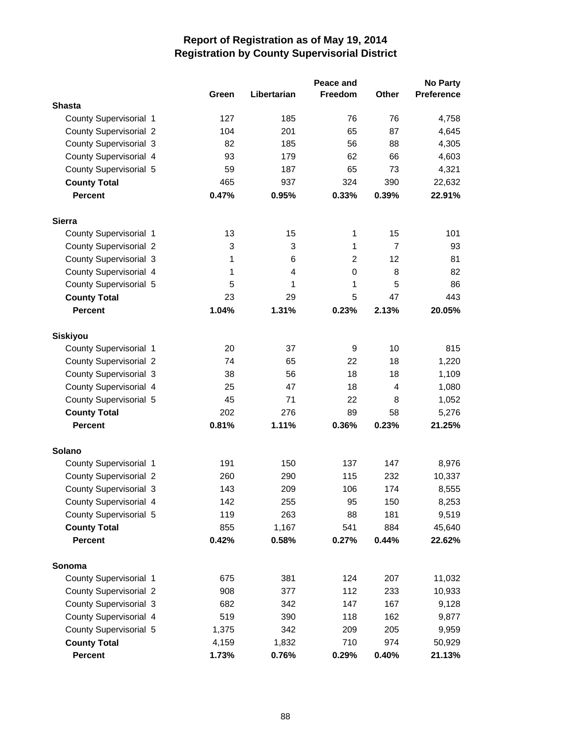# Report of Registration as of May 19, 2014
## Registration by County Supervisorial District

| | Green | Libertarian | Peace and Freedom | Other | No Party Preference |
|---|---|---|---|---|---|
| **Shasta** | | | | | |
| County Supervisorial 1 | 127 | 185 | 76 | 76 | 4,758 |
| County Supervisorial 2 | 104 | 201 | 65 | 87 | 4,645 |
| County Supervisorial 3 | 82 | 185 | 56 | 88 | 4,305 |
| County Supervisorial 4 | 93 | 179 | 62 | 66 | 4,603 |
| County Supervisorial 5 | 59 | 187 | 65 | 73 | 4,321 |
| **County Total** | 465 | 937 | 324 | 390 | 22,632 |
| **Percent** | **0.47%** | **0.95%** | **0.33%** | **0.39%** | **22.91%** |
| **Sierra** | | | | | |
| County Supervisorial 1 | 13 | 15 | 1 | 15 | 101 |
| County Supervisorial 2 | 3 | 3 | 1 | 7 | 93 |
| County Supervisorial 3 | 1 | 6 | 2 | 12 | 81 |
| County Supervisorial 4 | 1 | 4 | 0 | 8 | 82 |
| County Supervisorial 5 | 5 | 1 | 1 | 5 | 86 |
| **County Total** | 23 | 29 | 5 | 47 | 443 |
| **Percent** | **1.04%** | **1.31%** | **0.23%** | **2.13%** | **20.05%** |
| **Siskiyou** | | | | | |
| County Supervisorial 1 | 20 | 37 | 9 | 10 | 815 |
| County Supervisorial 2 | 74 | 65 | 22 | 18 | 1,220 |
| County Supervisorial 3 | 38 | 56 | 18 | 18 | 1,109 |
| County Supervisorial 4 | 25 | 47 | 18 | 4 | 1,080 |
| County Supervisorial 5 | 45 | 71 | 22 | 8 | 1,052 |
| **County Total** | 202 | 276 | 89 | 58 | 5,276 |
| **Percent** | **0.81%** | **1.11%** | **0.36%** | **0.23%** | **21.25%** |
| **Solano** | | | | | |
| County Supervisorial 1 | 191 | 150 | 137 | 147 | 8,976 |
| County Supervisorial 2 | 260 | 290 | 115 | 232 | 10,337 |
| County Supervisorial 3 | 143 | 209 | 106 | 174 | 8,555 |
| County Supervisorial 4 | 142 | 255 | 95 | 150 | 8,253 |
| County Supervisorial 5 | 119 | 263 | 88 | 181 | 9,519 |
| **County Total** | 855 | 1,167 | 541 | 884 | 45,640 |
| **Percent** | **0.42%** | **0.58%** | **0.27%** | **0.44%** | **22.62%** |
| **Sonoma** | | | | | |
| County Supervisorial 1 | 675 | 381 | 124 | 207 | 11,032 |
| County Supervisorial 2 | 908 | 377 | 112 | 233 | 10,933 |
| County Supervisorial 3 | 682 | 342 | 147 | 167 | 9,128 |
| County Supervisorial 4 | 519 | 390 | 118 | 162 | 9,877 |
| County Supervisorial 5 | 1,375 | 342 | 209 | 205 | 9,959 |
| **County Total** | 4,159 | 1,832 | 710 | 974 | 50,929 |
| **Percent** | **1.73%** | **0.76%** | **0.29%** | **0.40%** | **21.13%** |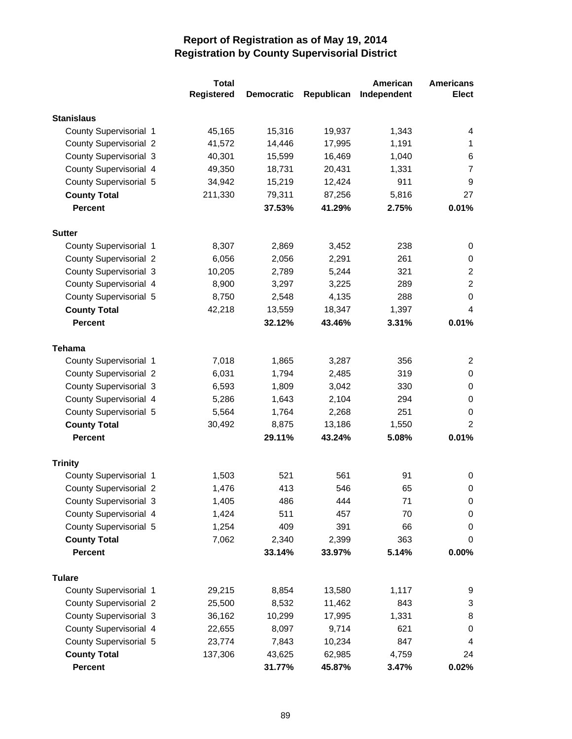# Report of Registration as of May 19, 2014
## Registration by County Supervisorial District

| | Total Registered | Democratic | Republican | American Independent | Americans Elect |
|---|---|---|---|---|---|
| **Stanislaus** | | | | | |
| County Supervisorial 1 | 45,165 | 15,316 | 19,937 | 1,343 | 4 |
| County Supervisorial 2 | 41,572 | 14,446 | 17,995 | 1,191 | 1 |
| County Supervisorial 3 | 40,301 | 15,599 | 16,469 | 1,040 | 6 |
| County Supervisorial 4 | 49,350 | 18,731 | 20,431 | 1,331 | 7 |
| County Supervisorial 5 | 34,942 | 15,219 | 12,424 | 911 | 9 |
| **County Total** | 211,330 | 79,311 | 87,256 | 5,816 | 27 |
| **Percent** | | **37.53%** | **41.29%** | **2.75%** | **0.01%** |
| **Sutter** | | | | | |
| County Supervisorial 1 | 8,307 | 2,869 | 3,452 | 238 | 0 |
| County Supervisorial 2 | 6,056 | 2,056 | 2,291 | 261 | 0 |
| County Supervisorial 3 | 10,205 | 2,789 | 5,244 | 321 | 2 |
| County Supervisorial 4 | 8,900 | 3,297 | 3,225 | 289 | 2 |
| County Supervisorial 5 | 8,750 | 2,548 | 4,135 | 288 | 0 |
| **County Total** | 42,218 | 13,559 | 18,347 | 1,397 | 4 |
| **Percent** | | **32.12%** | **43.46%** | **3.31%** | **0.01%** |
| **Tehama** | | | | | |
| County Supervisorial 1 | 7,018 | 1,865 | 3,287 | 356 | 2 |
| County Supervisorial 2 | 6,031 | 1,794 | 2,485 | 319 | 0 |
| County Supervisorial 3 | 6,593 | 1,809 | 3,042 | 330 | 0 |
| County Supervisorial 4 | 5,286 | 1,643 | 2,104 | 294 | 0 |
| County Supervisorial 5 | 5,564 | 1,764 | 2,268 | 251 | 0 |
| **County Total** | 30,492 | 8,875 | 13,186 | 1,550 | 2 |
| **Percent** | | **29.11%** | **43.24%** | **5.08%** | **0.01%** |
| **Trinity** | | | | | |
| County Supervisorial 1 | 1,503 | 521 | 561 | 91 | 0 |
| County Supervisorial 2 | 1,476 | 413 | 546 | 65 | 0 |
| County Supervisorial 3 | 1,405 | 486 | 444 | 71 | 0 |
| County Supervisorial 4 | 1,424 | 511 | 457 | 70 | 0 |
| County Supervisorial 5 | 1,254 | 409 | 391 | 66 | 0 |
| **County Total** | 7,062 | 2,340 | 2,399 | 363 | 0 |
| **Percent** | | **33.14%** | **33.97%** | **5.14%** | **0.00%** |
| **Tulare** | | | | | |
| County Supervisorial 1 | 29,215 | 8,854 | 13,580 | 1,117 | 9 |
| County Supervisorial 2 | 25,500 | 8,532 | 11,462 | 843 | 3 |
| County Supervisorial 3 | 36,162 | 10,299 | 17,995 | 1,331 | 8 |
| County Supervisorial 4 | 22,655 | 8,097 | 9,714 | 621 | 0 |
| County Supervisorial 5 | 23,774 | 7,843 | 10,234 | 847 | 4 |
| **County Total** | 137,306 | 43,625 | 62,985 | 4,759 | 24 |
| **Percent** | | **31.77%** | **45.87%** | **3.47%** | **0.02%** |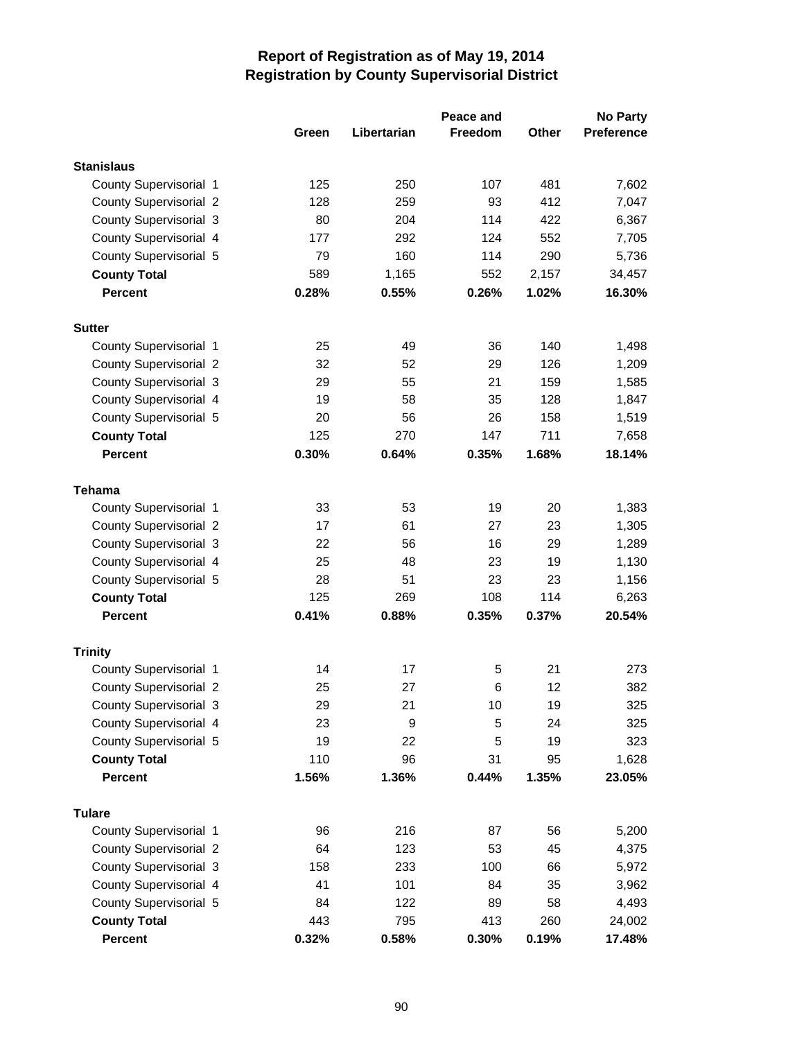# Report of Registration as of May 19, 2014
## Registration by County Supervisorial District

| | Green | Libertarian | Peace and Freedom | Other | No Party Preference |
|---|---|---|---|---|---|
| **Stanislaus** | | | | | |
| County Supervisorial 1 | 125 | 250 | 107 | 481 | 7,602 |
| County Supervisorial 2 | 128 | 259 | 93 | 412 | 7,047 |
| County Supervisorial 3 | 80 | 204 | 114 | 422 | 6,367 |
| County Supervisorial 4 | 177 | 292 | 124 | 552 | 7,705 |
| County Supervisorial 5 | 79 | 160 | 114 | 290 | 5,736 |
| **County Total** | 589 | 1,165 | 552 | 2,157 | 34,457 |
| **Percent** | **0.28%** | **0.55%** | **0.26%** | **1.02%** | **16.30%** |
| **Sutter** | | | | | |
| County Supervisorial 1 | 25 | 49 | 36 | 140 | 1,498 |
| County Supervisorial 2 | 32 | 52 | 29 | 126 | 1,209 |
| County Supervisorial 3 | 29 | 55 | 21 | 159 | 1,585 |
| County Supervisorial 4 | 19 | 58 | 35 | 128 | 1,847 |
| County Supervisorial 5 | 20 | 56 | 26 | 158 | 1,519 |
| **County Total** | 125 | 270 | 147 | 711 | 7,658 |
| **Percent** | **0.30%** | **0.64%** | **0.35%** | **1.68%** | **18.14%** |
| **Tehama** | | | | | |
| County Supervisorial 1 | 33 | 53 | 19 | 20 | 1,383 |
| County Supervisorial 2 | 17 | 61 | 27 | 23 | 1,305 |
| County Supervisorial 3 | 22 | 56 | 16 | 29 | 1,289 |
| County Supervisorial 4 | 25 | 48 | 23 | 19 | 1,130 |
| County Supervisorial 5 | 28 | 51 | 23 | 23 | 1,156 |
| **County Total** | 125 | 269 | 108 | 114 | 6,263 |
| **Percent** | **0.41%** | **0.88%** | **0.35%** | **0.37%** | **20.54%** |
| **Trinity** | | | | | |
| County Supervisorial 1 | 14 | 17 | 5 | 21 | 273 |
| County Supervisorial 2 | 25 | 27 | 6 | 12 | 382 |
| County Supervisorial 3 | 29 | 21 | 10 | 19 | 325 |
| County Supervisorial 4 | 23 | 9 | 5 | 24 | 325 |
| County Supervisorial 5 | 19 | 22 | 5 | 19 | 323 |
| **County Total** | 110 | 96 | 31 | 95 | 1,628 |
| **Percent** | **1.56%** | **1.36%** | **0.44%** | **1.35%** | **23.05%** |
| **Tulare** | | | | | |
| County Supervisorial 1 | 96 | 216 | 87 | 56 | 5,200 |
| County Supervisorial 2 | 64 | 123 | 53 | 45 | 4,375 |
| County Supervisorial 3 | 158 | 233 | 100 | 66 | 5,972 |
| County Supervisorial 4 | 41 | 101 | 84 | 35 | 3,962 |
| County Supervisorial 5 | 84 | 122 | 89 | 58 | 4,493 |
| **County Total** | 443 | 795 | 413 | 260 | 24,002 |
| **Percent** | **0.32%** | **0.58%** | **0.30%** | **0.19%** | **17.48%** |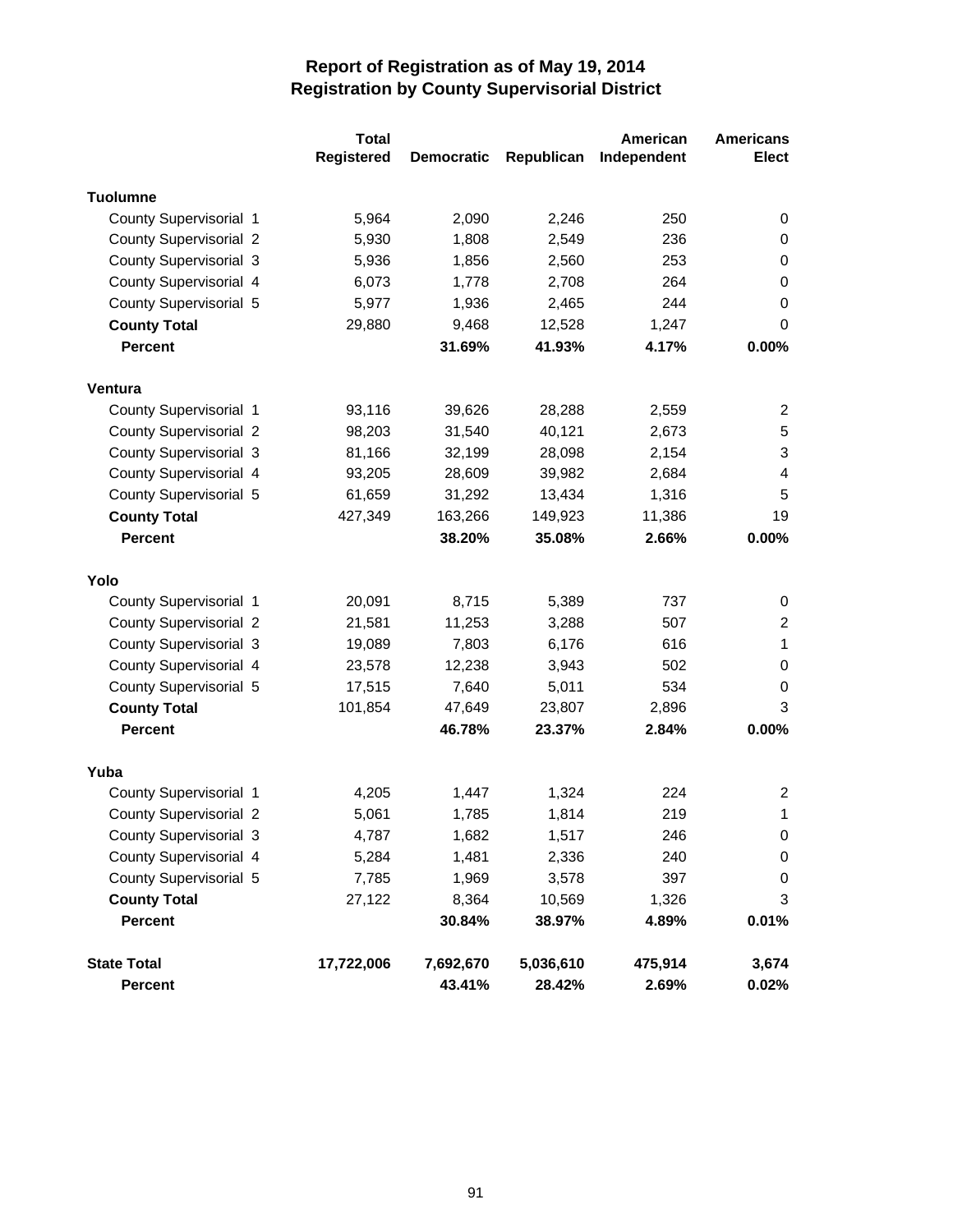# Report of Registration as of May 19, 2014
## Registration by County Supervisorial District

| | Total Registered | Democratic | Republican | American Independent | Americans Elect |
|---|---|---|---|---|---|
| **Tuolumne** | | | | | |
| County Supervisorial 1 | 5,964 | 2,090 | 2,246 | 250 | 0 |
| County Supervisorial 2 | 5,930 | 1,808 | 2,549 | 236 | 0 |
| County Supervisorial 3 | 5,936 | 1,856 | 2,560 | 253 | 0 |
| County Supervisorial 4 | 6,073 | 1,778 | 2,708 | 264 | 0 |
| County Supervisorial 5 | 5,977 | 1,936 | 2,465 | 244 | 0 |
| **County Total** | 29,880 | 9,468 | 12,528 | 1,247 | 0 |
| **Percent** | | **31.69%** | **41.93%** | **4.17%** | **0.00%** |
| **Ventura** | | | | | |
| County Supervisorial 1 | 93,116 | 39,626 | 28,288 | 2,559 | 2 |
| County Supervisorial 2 | 98,203 | 31,540 | 40,121 | 2,673 | 5 |
| County Supervisorial 3 | 81,166 | 32,199 | 28,098 | 2,154 | 3 |
| County Supervisorial 4 | 93,205 | 28,609 | 39,982 | 2,684 | 4 |
| County Supervisorial 5 | 61,659 | 31,292 | 13,434 | 1,316 | 5 |
| **County Total** | 427,349 | 163,266 | 149,923 | 11,386 | 19 |
| **Percent** | | **38.20%** | **35.08%** | **2.66%** | **0.00%** |
| **Yolo** | | | | | |
| County Supervisorial 1 | 20,091 | 8,715 | 5,389 | 737 | 0 |
| County Supervisorial 2 | 21,581 | 11,253 | 3,288 | 507 | 2 |
| County Supervisorial 3 | 19,089 | 7,803 | 6,176 | 616 | 1 |
| County Supervisorial 4 | 23,578 | 12,238 | 3,943 | 502 | 0 |
| County Supervisorial 5 | 17,515 | 7,640 | 5,011 | 534 | 0 |
| **County Total** | 101,854 | 47,649 | 23,807 | 2,896 | 3 |
| **Percent** | | **46.78%** | **23.37%** | **2.84%** | **0.00%** |
| **Yuba** | | | | | |
| County Supervisorial 1 | 4,205 | 1,447 | 1,324 | 224 | 2 |
| County Supervisorial 2 | 5,061 | 1,785 | 1,814 | 219 | 1 |
| County Supervisorial 3 | 4,787 | 1,682 | 1,517 | 246 | 0 |
| County Supervisorial 4 | 5,284 | 1,481 | 2,336 | 240 | 0 |
| County Supervisorial 5 | 7,785 | 1,969 | 3,578 | 397 | 0 |
| **County Total** | 27,122 | 8,364 | 10,569 | 1,326 | 3 |
| **Percent** | | **30.84%** | **38.97%** | **4.89%** | **0.01%** |
| **State Total** | **17,722,006** | **7,692,670** | **5,036,610** | **475,914** | **3,674** |
| **Percent** | | **43.41%** | **28.42%** | **2.69%** | **0.02%** |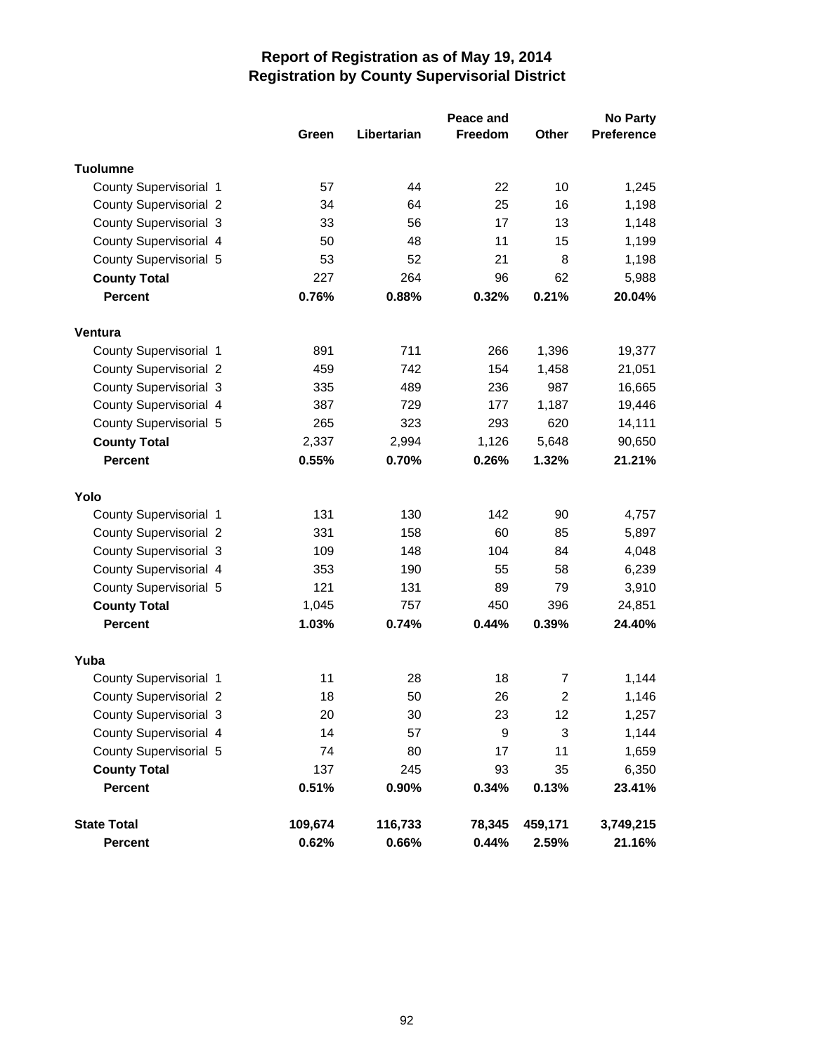# Report of Registration as of May 19, 2014
## Registration by County Supervisorial District

| | Green | Libertarian | Peace and Freedom | Other | No Party Preference |
|---|---|---|---|---|---|
| **Tuolumne** | | | | | |
| County Supervisorial 1 | 57 | 44 | 22 | 10 | 1,245 |
| County Supervisorial 2 | 34 | 64 | 25 | 16 | 1,198 |
| County Supervisorial 3 | 33 | 56 | 17 | 13 | 1,148 |
| County Supervisorial 4 | 50 | 48 | 11 | 15 | 1,199 |
| County Supervisorial 5 | 53 | 52 | 21 | 8 | 1,198 |
| **County Total** | 227 | 264 | 96 | 62 | 5,988 |
| **Percent** | **0.76%** | **0.88%** | **0.32%** | **0.21%** | **20.04%** |
| **Ventura** | | | | | |
| County Supervisorial 1 | 891 | 711 | 266 | 1,396 | 19,377 |
| County Supervisorial 2 | 459 | 742 | 154 | 1,458 | 21,051 |
| County Supervisorial 3 | 335 | 489 | 236 | 987 | 16,665 |
| County Supervisorial 4 | 387 | 729 | 177 | 1,187 | 19,446 |
| County Supervisorial 5 | 265 | 323 | 293 | 620 | 14,111 |
| **County Total** | 2,337 | 2,994 | 1,126 | 5,648 | 90,650 |
| **Percent** | **0.55%** | **0.70%** | **0.26%** | **1.32%** | **21.21%** |
| **Yolo** | | | | | |
| County Supervisorial 1 | 131 | 130 | 142 | 90 | 4,757 |
| County Supervisorial 2 | 331 | 158 | 60 | 85 | 5,897 |
| County Supervisorial 3 | 109 | 148 | 104 | 84 | 4,048 |
| County Supervisorial 4 | 353 | 190 | 55 | 58 | 6,239 |
| County Supervisorial 5 | 121 | 131 | 89 | 79 | 3,910 |
| **County Total** | 1,045 | 757 | 450 | 396 | 24,851 |
| **Percent** | **1.03%** | **0.74%** | **0.44%** | **0.39%** | **24.40%** |
| **Yuba** | | | | | |
| County Supervisorial 1 | 11 | 28 | 18 | 7 | 1,144 |
| County Supervisorial 2 | 18 | 50 | 26 | 2 | 1,146 |
| County Supervisorial 3 | 20 | 30 | 23 | 12 | 1,257 |
| County Supervisorial 4 | 14 | 57 | 9 | 3 | 1,144 |
| County Supervisorial 5 | 74 | 80 | 17 | 11 | 1,659 |
| **County Total** | 137 | 245 | 93 | 35 | 6,350 |
| **Percent** | **0.51%** | **0.90%** | **0.34%** | **0.13%** | **23.41%** |
| **State Total** | **109,674** | **116,733** | **78,345** | **459,171** | **3,749,215** |
| **Percent** | **0.62%** | **0.66%** | **0.44%** | **2.59%** | **21.16%** |